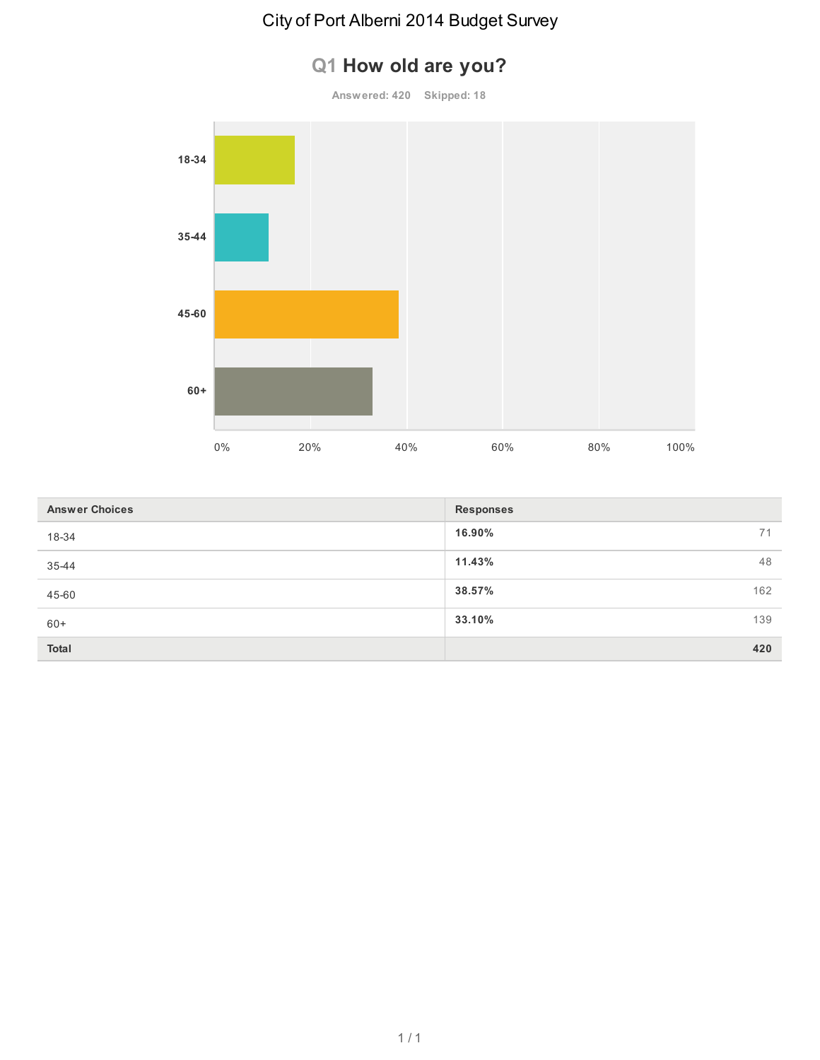# City of Port Alberni 2014 Budget Survey

## Q1 How old are you?

Answered: 420 Skipped: 18

| Answer Choices | Responses | |
|---|---|---|
| 18-34 | **16.90%** | 71 |
| 35-44 | **11.43%** | 48 |
| 45-60 | **38.57%** | 162 |
| 60+ | **33.10%** | 139 |
| **Total** | | **420** |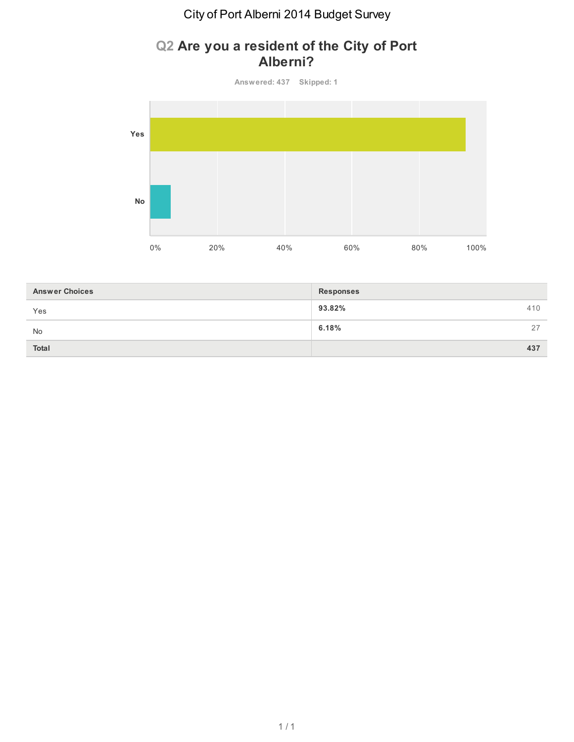# City of Port Alberni 2014 Budget Survey

## Q2 Are you a resident of the City of Port Alberni?

Answered: 437 Skipped: 1

| Answer Choices | Responses | |
|---|---|---|
| Yes | 93.82% | 410 |
| No | 6.18% | 27 |
| **Total** | | **437** |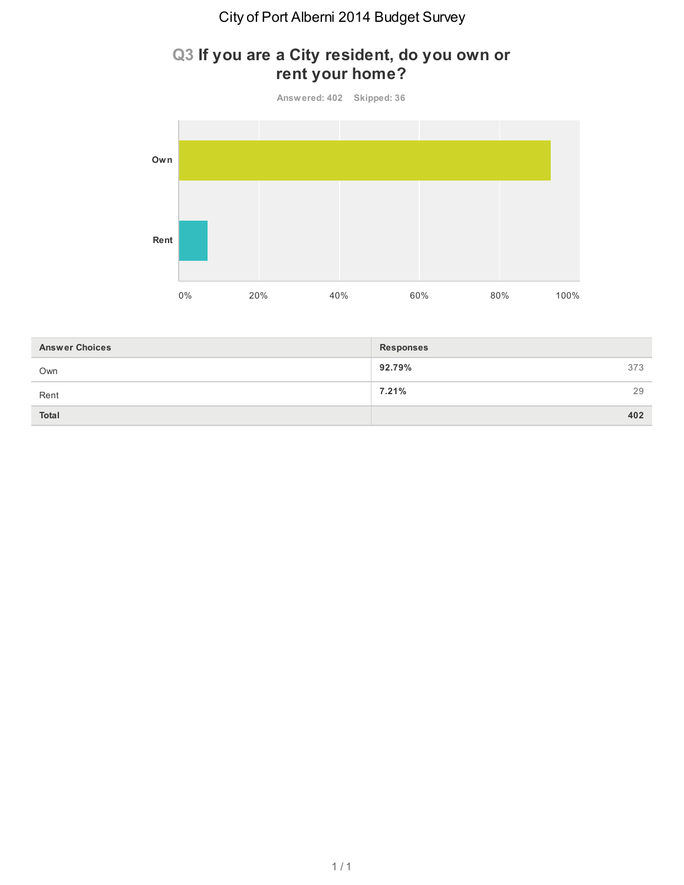# City of Port Alberni 2014 Budget Survey

## Q3 If you are a City resident, do you own or rent your home?

Answered: 402 Skipped: 36

| Answer Choices | Responses | |
|---|---|---|
| Own | **92.79%** | 373 |
| Rent | **7.21%** | 29 |
| **Total** | | **402** |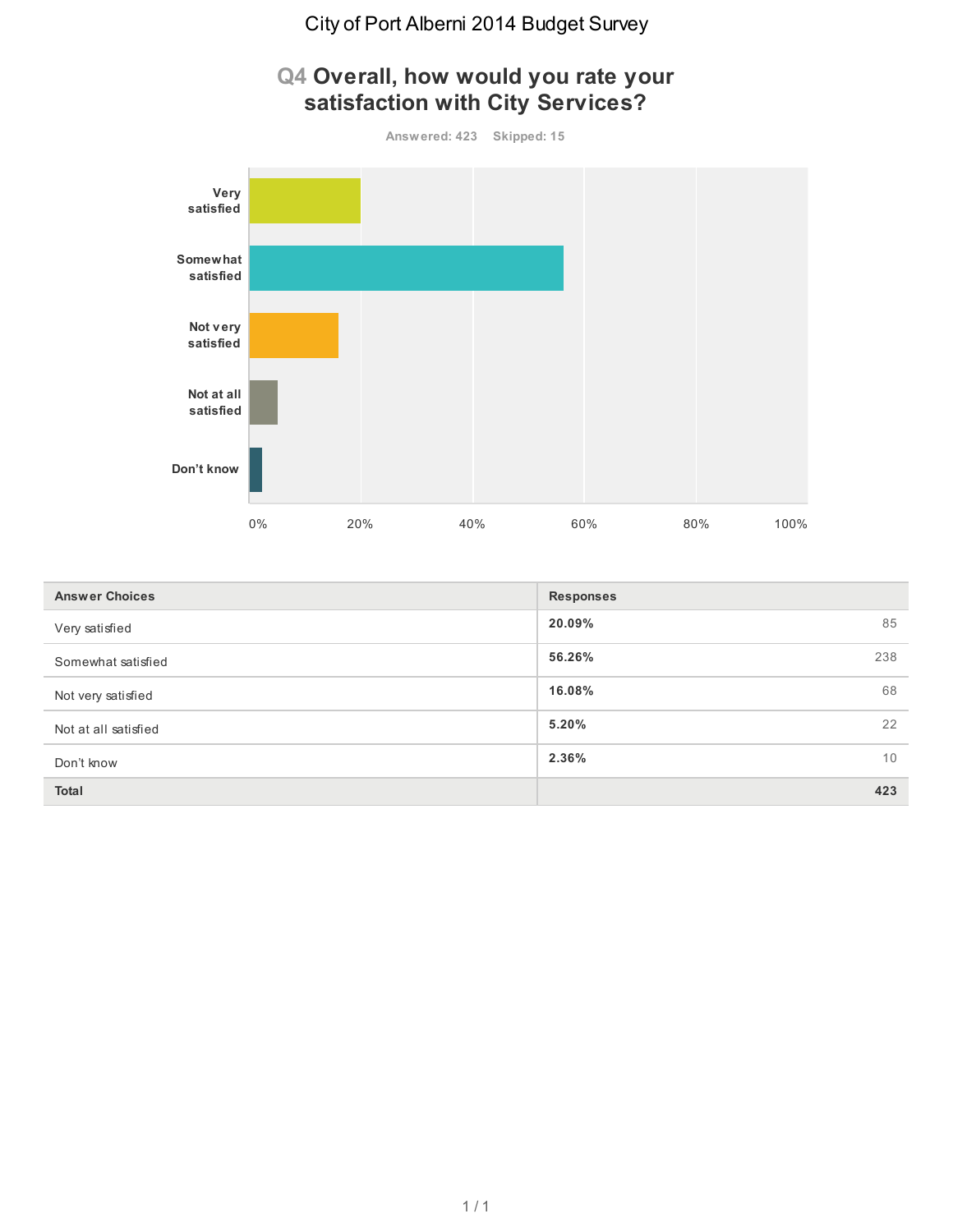# City of Port Alberni 2014 Budget Survey

## Q4 Overall, how would you rate your satisfaction with City Services?

Answered: 423 Skipped: 15

| Answer Choices | Responses | |
|---|---|---|
| Very satisfied | 20.09% | 85 |
| Somewhat satisfied | 56.26% | 238 |
| Not very satisfied | 16.08% | 68 |
| Not at all satisfied | 5.20% | 22 |
| Don't know | 2.36% | 10 |
| **Total** | | **423** |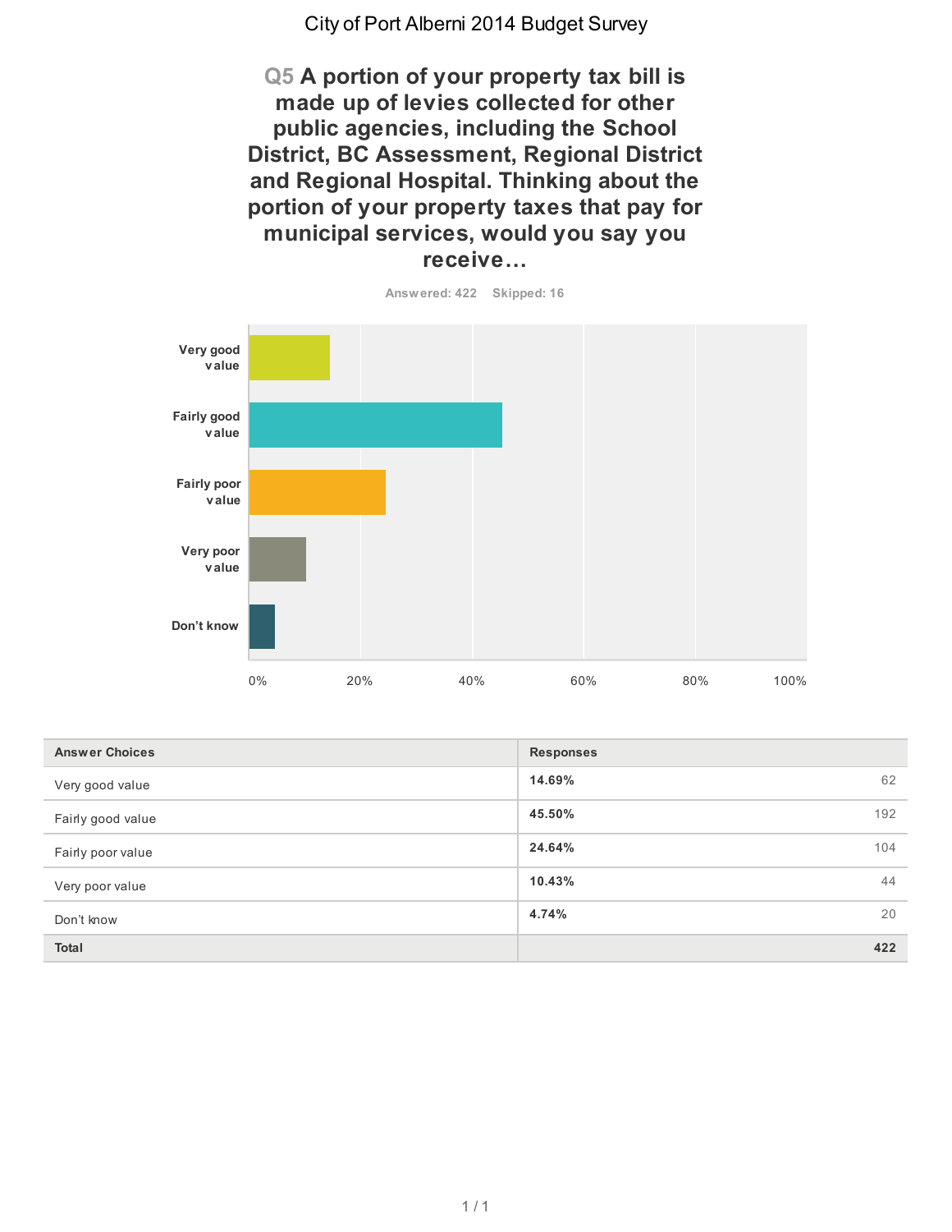City of Port Alberni 2014 Budget Survey

## Q5 A portion of your property tax bill is made up of levies collected for other public agencies, including the School District, BC Assessment, Regional District and Regional Hospital. Thinking about the portion of your property taxes that pay for municipal services, would you say you receive…

Answered: 422 Skipped: 16

| Answer Choices | Responses | |
|---|---|---|
| Very good value | **14.69%** | 62 |
| Fairly good value | **45.50%** | 192 |
| Fairly poor value | **24.64%** | 104 |
| Very poor value | **10.43%** | 44 |
| Don't know | **4.74%** | 20 |
| **Total** | | **422** |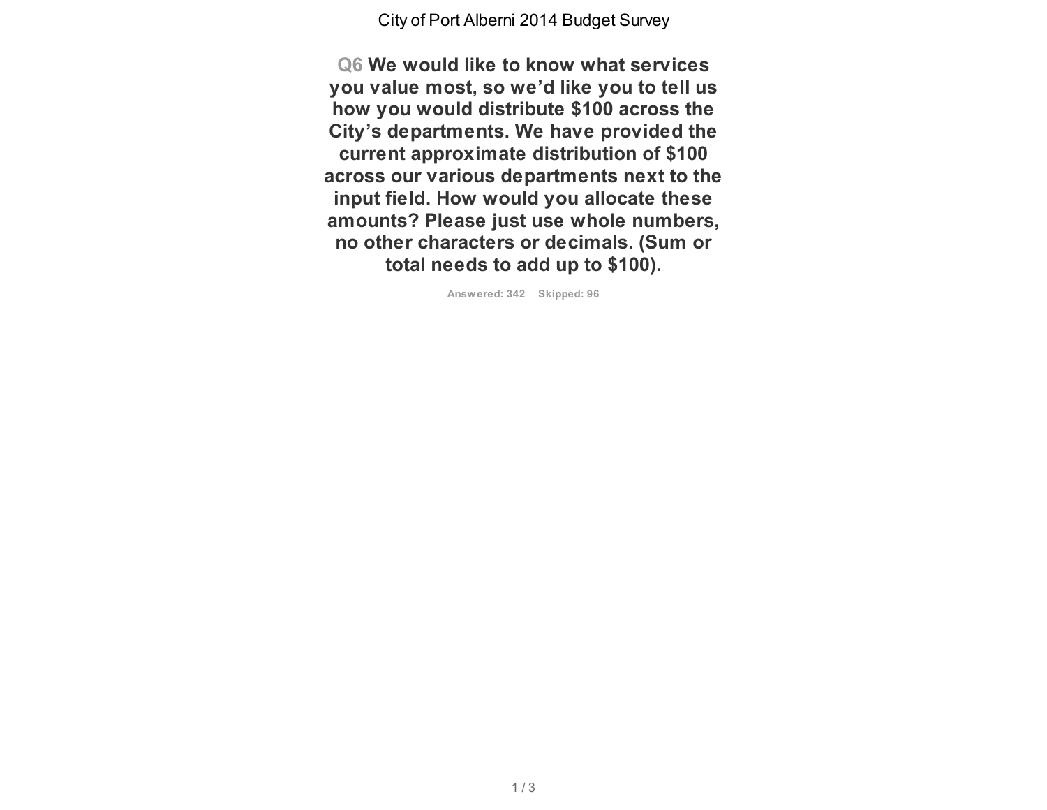## Q6 We would like to know what services you value most, so we'd like you to tell us how you would distribute $100 across the City's departments. We have provided the current approximate distribution of $100 across our various departments next to the input field. How would you allocate these amounts? Please just use whole numbers, no other characters or decimals. (Sum or total needs to add up to $100).

Answered: 342 Skipped: 96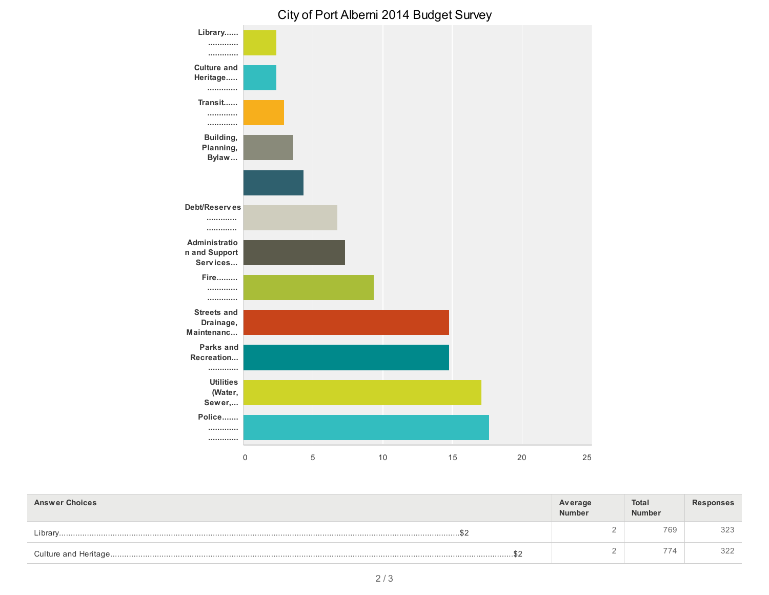## City of Port Alberni 2014 Budget Survey

| Answer Choices | Average Number | Total Number | Responses |
|---|---|---|---|
| Library..............................................................................................................................................................$2 | 2 | 769 | 323 |
| Culture and Heritage..............................................................................................................................................................$2 | 2 | 774 | 322 |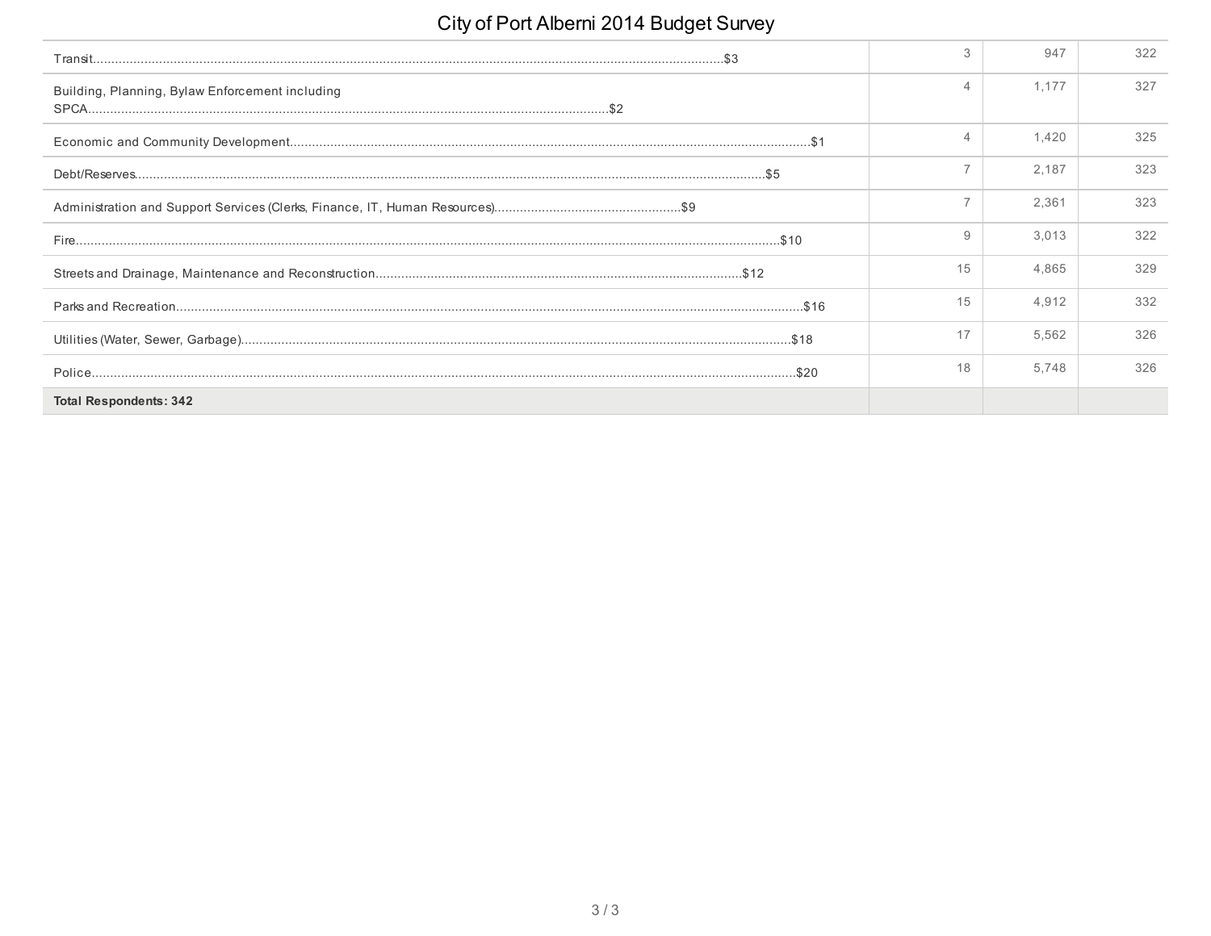# City of Port Alberni 2014 Budget Survey

| | | | |
|---|---|---|---|
| Transit.......................................................................................................$3 | 3 | 947 | 322 |
| Building, Planning, Bylaw Enforcement including SPCA.......................................................................................................$2 | 4 | 1,177 | 327 |
| Economic and Community Development.......................................................................................................$1 | 4 | 1,420 | 325 |
| Debt/Reserves.......................................................................................................$5 | 7 | 2,187 | 323 |
| Administration and Support Services (Clerks, Finance, IT, Human Resources)...................................................$9 | 7 | 2,361 | 323 |
| Fire.......................................................................................................$10 | 9 | 3,013 | 322 |
| Streets and Drainage, Maintenance and Reconstruction.......................................................................................................$12 | 15 | 4,865 | 329 |
| Parks and Recreation.......................................................................................................$16 | 15 | 4,912 | 332 |
| Utilities (Water, Sewer, Garbage).......................................................................................................$18 | 17 | 5,562 | 326 |
| Police.......................................................................................................$20 | 18 | 5,748 | 326 |
| **Total Respondents: 342** | | | |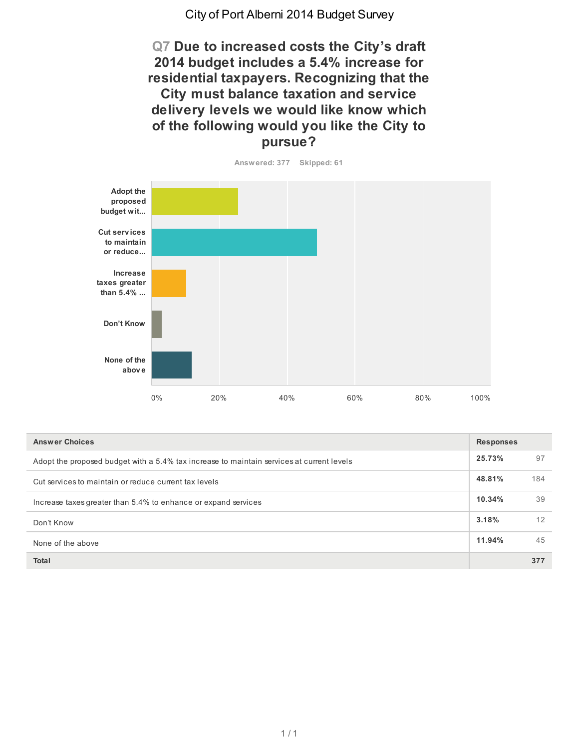# City of Port Alberni 2014 Budget Survey

## Q7 Due to increased costs the City's draft 2014 budget includes a 5.4% increase for residential taxpayers. Recognizing that the City must balance taxation and service delivery levels we would like know which of the following would you like the City to pursue?

Answered: 377 Skipped: 61

| Answer Choices | Responses | |
|---|---|---|
| Adopt the proposed budget with a 5.4% tax increase to maintain services at current levels | 25.73% | 97 |
| Cut services to maintain or reduce current tax levels | 48.81% | 184 |
| Increase taxes greater than 5.4% to enhance or expand services | 10.34% | 39 |
| Don't Know | 3.18% | 12 |
| None of the above | 11.94% | 45 |
| **Total** | | **377** |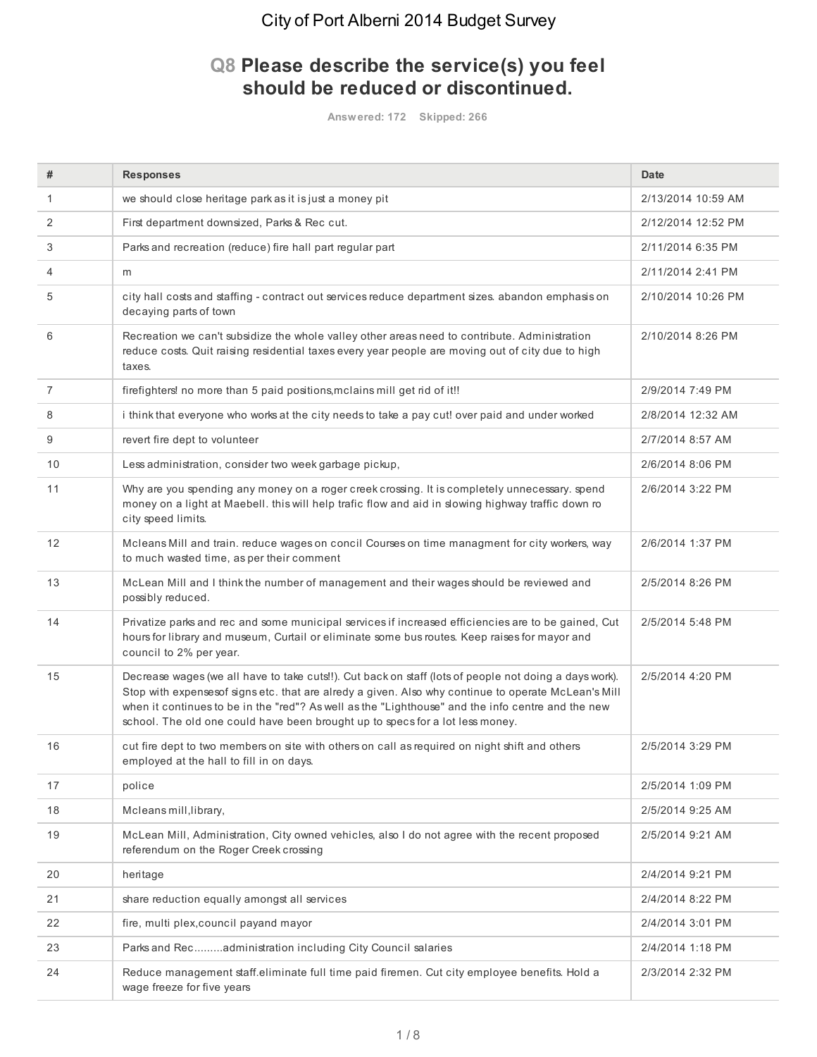# City of Port Alberni 2014 Budget Survey

## Q8 Please describe the service(s) you feel should be reduced or discontinued.

Answered: 172 Skipped: 266

| # | Responses | Date |
|---|---|---|
| 1 | we should close heritage park as it is just a money pit | 2/13/2014 10:59 AM |
| 2 | First department downsized, Parks & Rec cut. | 2/12/2014 12:52 PM |
| 3 | Parks and recreation (reduce) fire hall part regular part | 2/11/2014 6:35 PM |
| 4 | m | 2/11/2014 2:41 PM |
| 5 | city hall costs and staffing - contract out services reduce department sizes. abandon emphasis on decaying parts of town | 2/10/2014 10:26 PM |
| 6 | Recreation we can't subsidize the whole valley other areas need to contribute. Administration reduce costs. Quit raising residential taxes every year people are moving out of city due to high taxes. | 2/10/2014 8:26 PM |
| 7 | firefighters! no more than 5 paid positions,mclains mill get rid of it!! | 2/9/2014 7:49 PM |
| 8 | i think that everyone who works at the city needs to take a pay cut! over paid and under worked | 2/8/2014 12:32 AM |
| 9 | revert fire dept to volunteer | 2/7/2014 8:57 AM |
| 10 | Less administration, consider two week garbage pickup, | 2/6/2014 8:06 PM |
| 11 | Why are you spending any money on a roger creek crossing. It is completely unnecessary. spend money on a light at Maebell. this will help trafic flow and aid in slowing highway traffic down ro city speed limits. | 2/6/2014 3:22 PM |
| 12 | Mcleans Mill and train. reduce wages on concil Courses on time managment for city workers, way to much wasted time, as per their comment | 2/6/2014 1:37 PM |
| 13 | McLean Mill and I think the number of management and their wages should be reviewed and possibly reduced. | 2/5/2014 8:26 PM |
| 14 | Privatize parks and rec and some municipal services if increased efficiencies are to be gained, Cut hours for library and museum, Curtail or eliminate some bus routes. Keep raises for mayor and council to 2% per year. | 2/5/2014 5:48 PM |
| 15 | Decrease wages (we all have to take cuts!!). Cut back on staff (lots of people not doing a days work). Stop with expensesof signs etc. that are alredy a given. Also why continue to operate McLean's Mill when it continues to be in the "red"? As well as the "Lighthouse" and the info centre and the new school. The old one could have been brought up to specs for a lot less money. | 2/5/2014 4:20 PM |
| 16 | cut fire dept to two members on site with others on call as required on night shift and others employed at the hall to fill in on days. | 2/5/2014 3:29 PM |
| 17 | police | 2/5/2014 1:09 PM |
| 18 | Mcleans mill,library, | 2/5/2014 9:25 AM |
| 19 | McLean Mill, Administration, City owned vehicles, also I do not agree with the recent proposed referendum on the Roger Creek crossing | 2/5/2014 9:21 AM |
| 20 | heritage | 2/4/2014 9:21 PM |
| 21 | share reduction equally amongst all services | 2/4/2014 8:22 PM |
| 22 | fire, multi plex,council payand mayor | 2/4/2014 3:01 PM |
| 23 | Parks and Rec.........administration including City Council salaries | 2/4/2014 1:18 PM |
| 24 | Reduce management staff.eliminate full time paid firemen. Cut city employee benefits. Hold a wage freeze for five years | 2/3/2014 2:32 PM |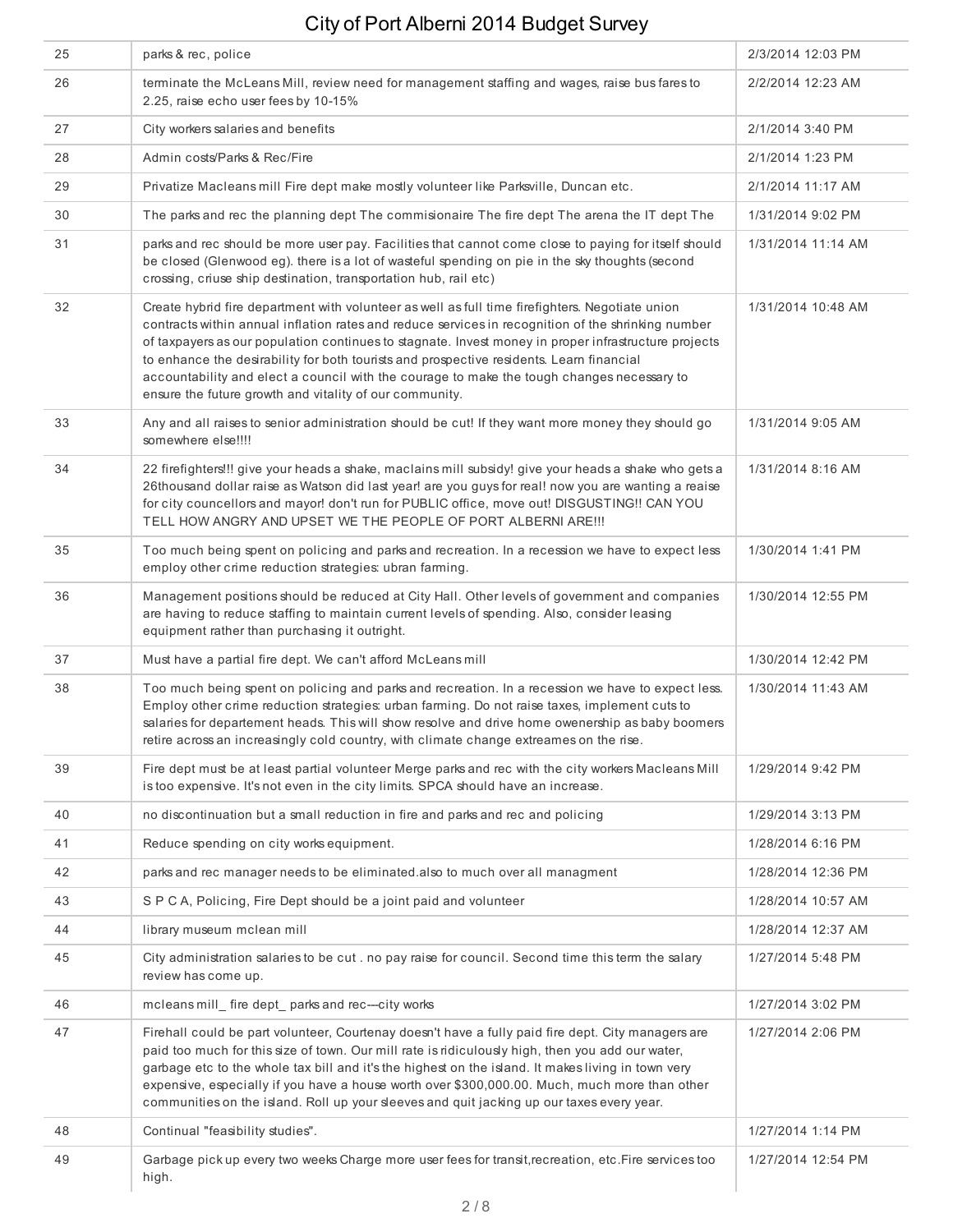| | | |
|---|---|---|
| 25 | parks & rec, police | 2/3/2014 12:03 PM |
| 26 | terminate the McLeans Mill, review need for management staffing and wages, raise bus fares to 2.25, raise echo user fees by 10-15% | 2/2/2014 12:23 AM |
| 27 | City workers salaries and benefits | 2/1/2014 3:40 PM |
| 28 | Admin costs/Parks & Rec/Fire | 2/1/2014 1:23 PM |
| 29 | Privatize Macleans mill Fire dept make mostly volunteer like Parksville, Duncan etc. | 2/1/2014 11:17 AM |
| 30 | The parks and rec the planning dept The commisionaire The fire dept The arena the IT dept The | 1/31/2014 9:02 PM |
| 31 | parks and rec should be more user pay. Facilities that cannot come close to paying for itself should be closed (Glenwood eg). there is a lot of wasteful spending on pie in the sky thoughts (second crossing, criuse ship destination, transportation hub, rail etc) | 1/31/2014 11:14 AM |
| 32 | Create hybrid fire department with volunteer as well as full time firefighters. Negotiate union contracts within annual inflation rates and reduce services in recognition of the shrinking number of taxpayers as our population continues to stagnate. Invest money in proper infrastructure projects to enhance the desirability for both tourists and prospective residents. Learn financial accountability and elect a council with the courage to make the tough changes necessary to ensure the future growth and vitality of our community. | 1/31/2014 10:48 AM |
| 33 | Any and all raises to senior administration should be cut! If they want more money they should go somewhere else!!!! | 1/31/2014 9:05 AM |
| 34 | 22 firefighters!!! give your heads a shake, maclains mill subsidy! give your heads a shake who gets a 26thousand dollar raise as Watson did last year! are you guys for real! now you are wanting a reaise for city councellors and mayor! don't run for PUBLIC office, move out! DISGUSTING!! CAN YOU TELL HOW ANGRY AND UPSET WE THE PEOPLE OF PORT ALBERNI ARE!!! | 1/31/2014 8:16 AM |
| 35 | Too much being spent on policing and parks and recreation. In a recession we have to expect less employ other crime reduction strategies: ubran farming. | 1/30/2014 1:41 PM |
| 36 | Management positions should be reduced at City Hall. Other levels of government and companies are having to reduce staffing to maintain current levels of spending. Also, consider leasing equipment rather than purchasing it outright. | 1/30/2014 12:55 PM |
| 37 | Must have a partial fire dept. We can't afford McLeans mill | 1/30/2014 12:42 PM |
| 38 | Too much being spent on policing and parks and recreation. In a recession we have to expect less. Employ other crime reduction strategies: urban farming. Do not raise taxes, implement cuts to salaries for departement heads. This will show resolve and drive home owenership as baby boomers retire across an increasingly cold country, with climate change extreames on the rise. | 1/30/2014 11:43 AM |
| 39 | Fire dept must be at least partial volunteer Merge parks and rec with the city workers Macleans Mill is too expensive. It's not even in the city limits. SPCA should have an increase. | 1/29/2014 9:42 PM |
| 40 | no discontinuation but a small reduction in fire and parks and rec and policing | 1/29/2014 3:13 PM |
| 41 | Reduce spending on city works equipment. | 1/28/2014 6:16 PM |
| 42 | parks and rec manager needs to be eliminated.also to much over all managment | 1/28/2014 12:36 PM |
| 43 | S P C A, Policing, Fire Dept should be a joint paid and volunteer | 1/28/2014 10:57 AM |
| 44 | library museum mclean mill | 1/28/2014 12:37 AM |
| 45 | City administration salaries to be cut . no pay raise for council. Second time this term the salary review has come up. | 1/27/2014 5:48 PM |
| 46 | mcleans mill_ fire dept_ parks and rec---city works | 1/27/2014 3:02 PM |
| 47 | Firehall could be part volunteer, Courtenay doesn't have a fully paid fire dept. City managers are paid too much for this size of town. Our mill rate is ridiculously high, then you add our water, garbage etc to the whole tax bill and it's the highest on the island. It makes living in town very expensive, especially if you have a house worth over $300,000.00. Much, much more than other communities on the island. Roll up your sleeves and quit jacking up our taxes every year. | 1/27/2014 2:06 PM |
| 48 | Continual "feasibility studies". | 1/27/2014 1:14 PM |
| 49 | Garbage pick up every two weeks Charge more user fees for transit,recreation, etc.Fire services too high. | 1/27/2014 12:54 PM |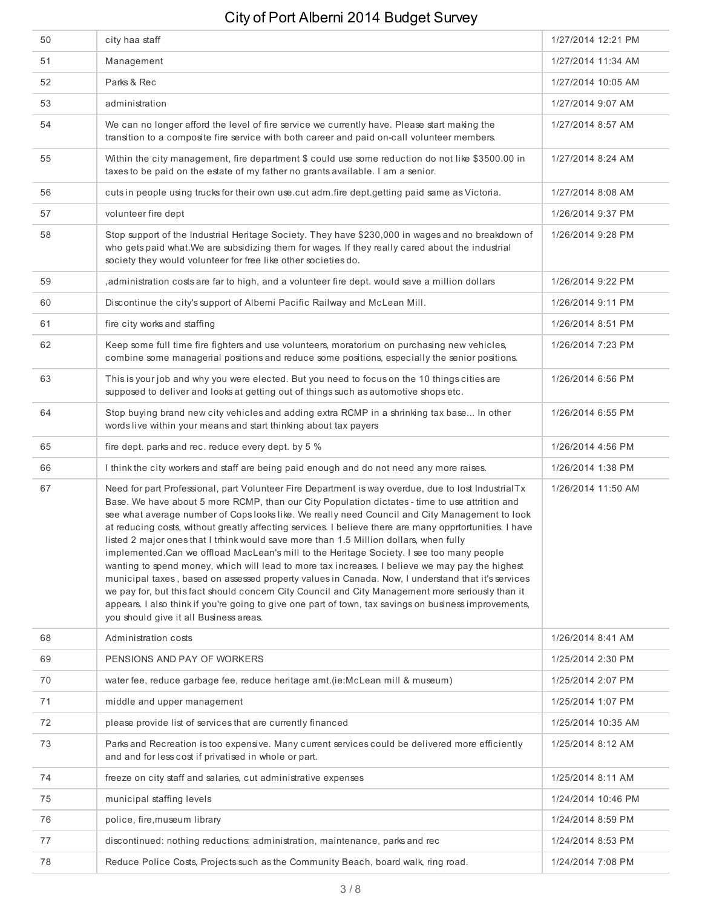| | | |
|---|---|---|
| 50 | city haa staff | 1/27/2014 12:21 PM |
| 51 | Management | 1/27/2014 11:34 AM |
| 52 | Parks & Rec | 1/27/2014 10:05 AM |
| 53 | administration | 1/27/2014 9:07 AM |
| 54 | We can no longer afford the level of fire service we currently have. Please start making the transition to a composite fire service with both career and paid on-call volunteer members. | 1/27/2014 8:57 AM |
| 55 | Within the city management, fire department $ could use some reduction do not like $3500.00 in taxes to be paid on the estate of my father no grants available. I am a senior. | 1/27/2014 8:24 AM |
| 56 | cuts in people using trucks for their own use.cut adm.fire dept.getting paid same as Victoria. | 1/27/2014 8:08 AM |
| 57 | volunteer fire dept | 1/26/2014 9:37 PM |
| 58 | Stop support of the Industrial Heritage Society. They have $230,000 in wages and no breakdown of who gets paid what.We are subsidizing them for wages. If they really cared about the industrial society they would volunteer for free like other societies do. | 1/26/2014 9:28 PM |
| 59 | ,administration costs are far to high, and a volunteer fire dept. would save a million dollars | 1/26/2014 9:22 PM |
| 60 | Discontinue the city's support of Alberni Pacific Railway and McLean Mill. | 1/26/2014 9:11 PM |
| 61 | fire city works and staffing | 1/26/2014 8:51 PM |
| 62 | Keep some full time fire fighters and use volunteers, moratorium on purchasing new vehicles, combine some managerial positions and reduce some positions, especially the senior positions. | 1/26/2014 7:23 PM |
| 63 | This is your job and why you were elected. But you need to focus on the 10 things cities are supposed to deliver and looks at getting out of things such as automotive shops etc. | 1/26/2014 6:56 PM |
| 64 | Stop buying brand new city vehicles and adding extra RCMP in a shrinking tax base... In other words live within your means and start thinking about tax payers | 1/26/2014 6:55 PM |
| 65 | fire dept. parks and rec. reduce every dept. by 5 % | 1/26/2014 4:56 PM |
| 66 | I think the city workers and staff are being paid enough and do not need any more raises. | 1/26/2014 1:38 PM |
| 67 | Need for part Professional, part Volunteer Fire Department is way overdue, due to lost IndustrialTx Base. We have about 5 more RCMP, than our City Population dictates - time to use attrition and see what average number of Cops looks like. We really need Council and City Management to look at reducing costs, without greatly affecting services. I believe there are many opprtortunities. I have listed 2 major ones that I trhink would save more than 1.5 Million dollars, when fully implemented.Can we offload MacLean's mill to the Heritage Society. I see too many people wanting to spend money, which will lead to more tax increases. I believe we may pay the highest municipal taxes , based on assessed property values in Canada. Now, I understand that it's services we pay for, but this fact should concern City Council and City Management more seriously than it appears. I also think if you're going to give one part of town, tax savings on business improvements, you should give it all Business areas. | 1/26/2014 11:50 AM |
| 68 | Administration costs | 1/26/2014 8:41 AM |
| 69 | PENSIONS AND PAY OF WORKERS | 1/25/2014 2:30 PM |
| 70 | water fee, reduce garbage fee, reduce heritage amt.(ie:McLean mill & museum) | 1/25/2014 2:07 PM |
| 71 | middle and upper management | 1/25/2014 1:07 PM |
| 72 | please provide list of services that are currently financed | 1/25/2014 10:35 AM |
| 73 | Parks and Recreation is too expensive. Many current services could be delivered more efficiently and and for less cost if privatised in whole or part. | 1/25/2014 8:12 AM |
| 74 | freeze on city staff and salaries, cut administrative expenses | 1/25/2014 8:11 AM |
| 75 | municipal staffing levels | 1/24/2014 10:46 PM |
| 76 | police, fire,museum library | 1/24/2014 8:59 PM |
| 77 | discontinued: nothing reductions: administration, maintenance, parks and rec | 1/24/2014 8:53 PM |
| 78 | Reduce Police Costs, Projects such as the Community Beach, board walk, ring road. | 1/24/2014 7:08 PM |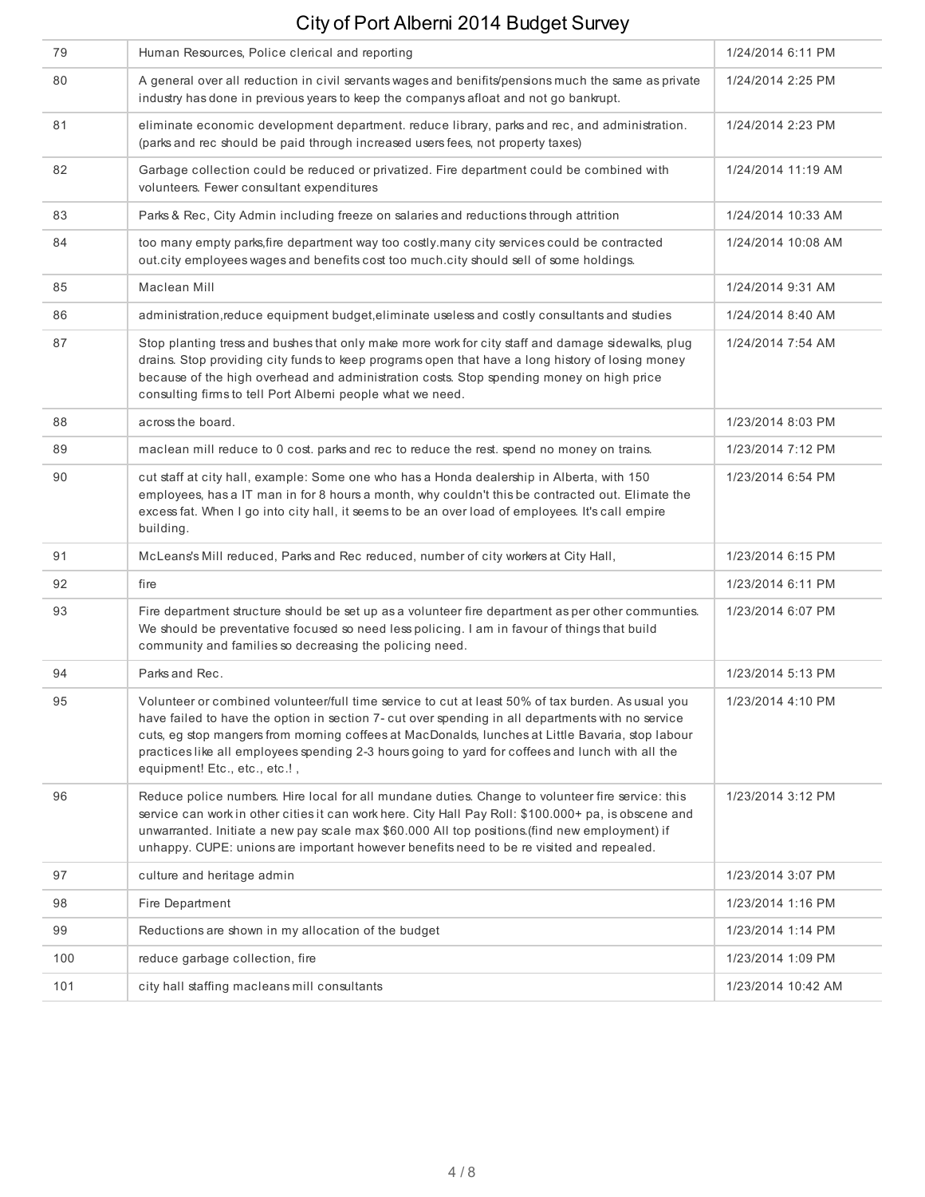| 79 | Human Resources, Police clerical and reporting | 1/24/2014 6:11 PM |
|---|---|---|
| 80 | A general over all reduction in civil servants wages and benifits/pensions much the same as private industry has done in previous years to keep the companys afloat and not go bankrupt. | 1/24/2014 2:25 PM |
| 81 | eliminate economic development department. reduce library, parks and rec, and administration. (parks and rec should be paid through increased users fees, not property taxes) | 1/24/2014 2:23 PM |
| 82 | Garbage collection could be reduced or privatized. Fire department could be combined with volunteers. Fewer consultant expenditures | 1/24/2014 11:19 AM |
| 83 | Parks & Rec, City Admin including freeze on salaries and reductions through attrition | 1/24/2014 10:33 AM |
| 84 | too many empty parks,fire department way too costly.many city services could be contracted out.city employees wages and benefits cost too much.city should sell of some holdings. | 1/24/2014 10:08 AM |
| 85 | Maclean Mill | 1/24/2014 9:31 AM |
| 86 | administration,reduce equipment budget,eliminate useless and costly consultants and studies | 1/24/2014 8:40 AM |
| 87 | Stop planting tress and bushes that only make more work for city staff and damage sidewalks, plug drains. Stop providing city funds to keep programs open that have a long history of losing money because of the high overhead and administration costs. Stop spending money on high price consulting firms to tell Port Alberni people what we need. | 1/24/2014 7:54 AM |
| 88 | across the board. | 1/23/2014 8:03 PM |
| 89 | maclean mill reduce to 0 cost. parks and rec to reduce the rest. spend no money on trains. | 1/23/2014 7:12 PM |
| 90 | cut staff at city hall, example: Some one who has a Honda dealership in Alberta, with 150 employees, has a IT man in for 8 hours a month, why couldn't this be contracted out. Elimate the excess fat. When I go into city hall, it seems to be an over load of employees. It's call empire building. | 1/23/2014 6:54 PM |
| 91 | McLeans's Mill reduced, Parks and Rec reduced, number of city workers at City Hall, | 1/23/2014 6:15 PM |
| 92 | fire | 1/23/2014 6:11 PM |
| 93 | Fire department structure should be set up as a volunteer fire department as per other communties. We should be preventative focused so need less policing. I am in favour of things that build community and families so decreasing the policing need. | 1/23/2014 6:07 PM |
| 94 | Parks and Rec. | 1/23/2014 5:13 PM |
| 95 | Volunteer or combined volunteer/full time service to cut at least 50% of tax burden. As usual you have failed to have the option in section 7- cut over spending in all departments with no service cuts, eg stop mangers from morning coffees at MacDonalds, lunches at Little Bavaria, stop labour practices like all employees spending 2-3 hours going to yard for coffees and lunch with all the equipment! Etc., etc., etc.! , | 1/23/2014 4:10 PM |
| 96 | Reduce police numbers. Hire local for all mundane duties. Change to volunteer fire service: this service can work in other cities it can work here. City Hall Pay Roll: $100.000+ pa, is obscene and unwarranted. Initiate a new pay scale max $60.000 All top positions.(find new employment) if unhappy. CUPE: unions are important however benefits need to be re visited and repealed. | 1/23/2014 3:12 PM |
| 97 | culture and heritage admin | 1/23/2014 3:07 PM |
| 98 | Fire Department | 1/23/2014 1:16 PM |
| 99 | Reductions are shown in my allocation of the budget | 1/23/2014 1:14 PM |
| 100 | reduce garbage collection, fire | 1/23/2014 1:09 PM |
| 101 | city hall staffing macleans mill consultants | 1/23/2014 10:42 AM |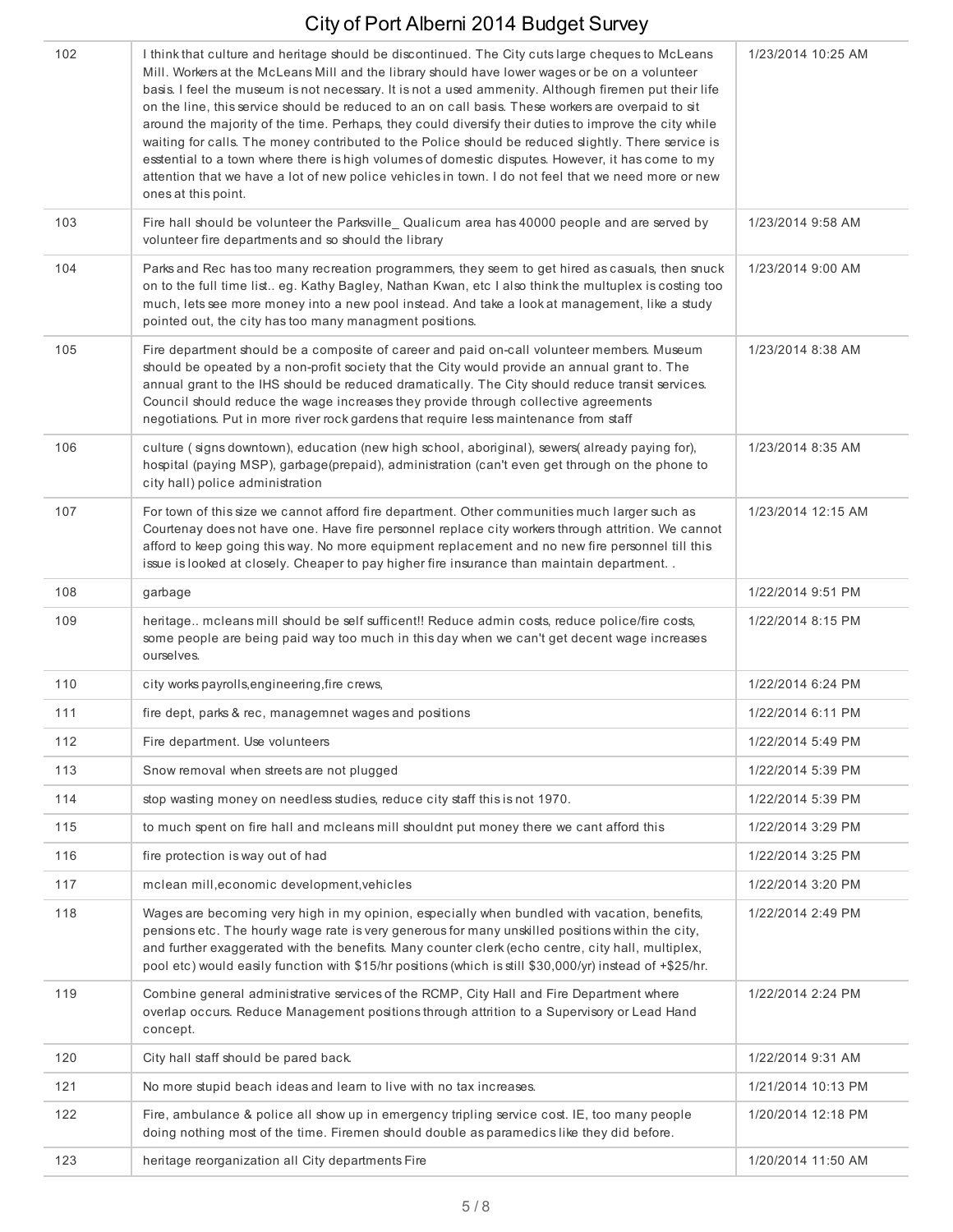| | | |
|---|---|---|
| 102 | I think that culture and heritage should be discontinued. The City cuts large cheques to McLeans Mill. Workers at the McLeans Mill and the library should have lower wages or be on a volunteer basis. I feel the museum is not necessary. It is not a used ammenity. Although firemen put their life on the line, this service should be reduced to an on call basis. These workers are overpaid to sit around the majority of the time. Perhaps, they could diversify their duties to improve the city while waiting for calls. The money contributed to the Police should be reduced slightly. There service is esstential to a town where there is high volumes of domestic disputes. However, it has come to my attention that we have a lot of new police vehicles in town. I do not feel that we need more or new ones at this point. | 1/23/2014 10:25 AM |
| 103 | Fire hall should be volunteer the Parksville_ Qualicum area has 40000 people and are served by volunteer fire departments and so should the library | 1/23/2014 9:58 AM |
| 104 | Parks and Rec has too many recreation programmers, they seem to get hired as casuals, then snuck on to the full time list.. eg. Kathy Bagley, Nathan Kwan, etc I also think the multuplex is costing too much, lets see more money into a new pool instead. And take a look at management, like a study pointed out, the city has too many managment positions. | 1/23/2014 9:00 AM |
| 105 | Fire department should be a composite of career and paid on-call volunteer members. Museum should be opeated by a non-profit society that the City would provide an annual grant to. The annual grant to the IHS should be reduced dramatically. The City should reduce transit services. Council should reduce the wage increases they provide through collective agreements negotiations. Put in more river rock gardens that require less maintenance from staff | 1/23/2014 8:38 AM |
| 106 | culture ( signs downtown), education (new high school, aboriginal), sewers( already paying for), hospital (paying MSP), garbage(prepaid), administration (can't even get through on the phone to city hall) police administration | 1/23/2014 8:35 AM |
| 107 | For town of this size we cannot afford fire department. Other communities much larger such as Courtenay does not have one. Have fire personnel replace city workers through attrition. We cannot afford to keep going this way. No more equipment replacement and no new fire personnel till this issue is looked at closely. Cheaper to pay higher fire insurance than maintain department. . | 1/23/2014 12:15 AM |
| 108 | garbage | 1/22/2014 9:51 PM |
| 109 | heritage.. mcleans mill should be self sufficent!! Reduce admin costs, reduce police/fire costs, some people are being paid way too much in this day when we can't get decent wage increases ourselves. | 1/22/2014 8:15 PM |
| 110 | city works payrolls,engineering,fire crews, | 1/22/2014 6:24 PM |
| 111 | fire dept, parks & rec, managemnet wages and positions | 1/22/2014 6:11 PM |
| 112 | Fire department. Use volunteers | 1/22/2014 5:49 PM |
| 113 | Snow removal when streets are not plugged | 1/22/2014 5:39 PM |
| 114 | stop wasting money on needless studies, reduce city staff this is not 1970. | 1/22/2014 5:39 PM |
| 115 | to much spent on fire hall and mcleans mill shouldnt put money there we cant afford this | 1/22/2014 3:29 PM |
| 116 | fire protection is way out of had | 1/22/2014 3:25 PM |
| 117 | mclean mill,economic development,vehicles | 1/22/2014 3:20 PM |
| 118 | Wages are becoming very high in my opinion, especially when bundled with vacation, benefits, pensions etc. The hourly wage rate is very generous for many unskilled positions within the city, and further exaggerated with the benefits. Many counter clerk (echo centre, city hall, multiplex, pool etc) would easily function with $15/hr positions (which is still $30,000/yr) instead of +$25/hr. | 1/22/2014 2:49 PM |
| 119 | Combine general administrative services of the RCMP, City Hall and Fire Department where overlap occurs. Reduce Management positions through attrition to a Supervisory or Lead Hand concept. | 1/22/2014 2:24 PM |
| 120 | City hall staff should be pared back. | 1/22/2014 9:31 AM |
| 121 | No more stupid beach ideas and learn to live with no tax increases. | 1/21/2014 10:13 PM |
| 122 | Fire, ambulance & police all show up in emergency tripling service cost. IE, too many people doing nothing most of the time. Firemen should double as paramedics like they did before. | 1/20/2014 12:18 PM |
| 123 | heritage reorganization all City departments Fire | 1/20/2014 11:50 AM |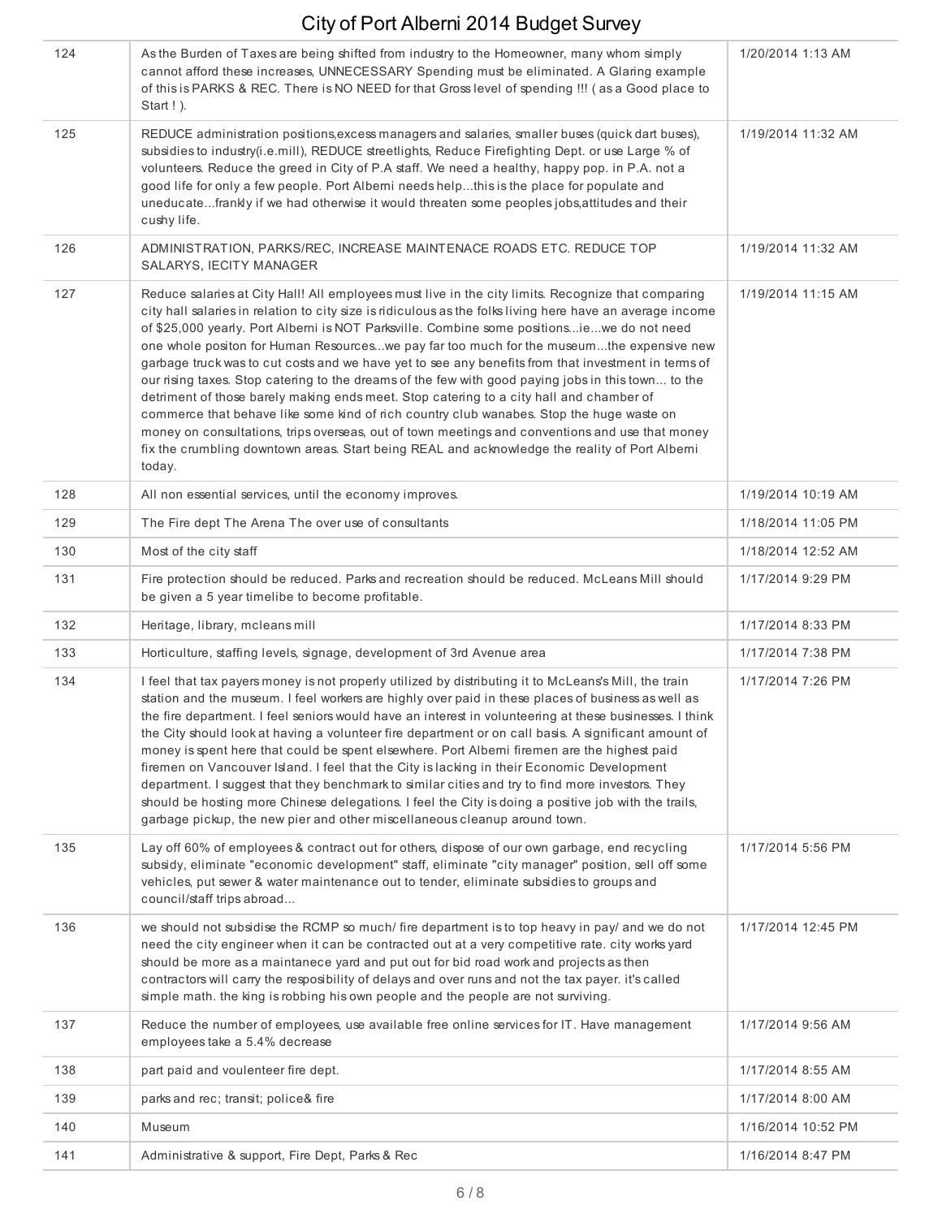| | | |
|---|---|---|
| 124 | As the Burden of Taxes are being shifted from industry to the Homeowner, many whom simply cannot afford these increases, UNNECESSARY Spending must be eliminated. A Glaring example of this is PARKS & REC. There is NO NEED for that Gross level of spending !!! ( as a Good place to Start ! ). | 1/20/2014 1:13 AM |
| 125 | REDUCE administration positions,excess managers and salaries, smaller buses (quick dart buses), subsidies to industry(i.e.mill), REDUCE streetlights, Reduce Firefighting Dept. or use Large % of volunteers. Reduce the greed in City of P.A staff. We need a healthy, happy pop. in P.A. not a good life for only a few people. Port Alberni needs help...this is the place for populate and uneducate...frankly if we had otherwise it would threaten some peoples jobs,attitudes and their cushy life. | 1/19/2014 11:32 AM |
| 126 | ADMINISTRATION, PARKS/REC, INCREASE MAINTENACE ROADS ETC. REDUCE TOP SALARYS, IECITY MANAGER | 1/19/2014 11:32 AM |
| 127 | Reduce salaries at City Hall! All employees must live in the city limits. Recognize that comparing city hall salaries in relation to city size is ridiculous as the folks living here have an average income of $25,000 yearly. Port Alberni is NOT Parksville. Combine some positions...ie...we do not need one whole positon for Human Resources...we pay far too much for the museum...the expensive new garbage truck was to cut costs and we have yet to see any benefits from that investment in terms of our rising taxes. Stop catering to the dreams of the few with good paying jobs in this town... to the detriment of those barely making ends meet. Stop catering to a city hall and chamber of commerce that behave like some kind of rich country club wanabes. Stop the huge waste on money on consultations, trips overseas, out of town meetings and conventions and use that money fix the crumbling downtown areas. Start being REAL and acknowledge the reality of Port Alberni today. | 1/19/2014 11:15 AM |
| 128 | All non essential services, until the economy improves. | 1/19/2014 10:19 AM |
| 129 | The Fire dept The Arena The over use of consultants | 1/18/2014 11:05 PM |
| 130 | Most of the city staff | 1/18/2014 12:52 AM |
| 131 | Fire protection should be reduced. Parks and recreation should be reduced. McLeans Mill should be given a 5 year timelibe to become profitable. | 1/17/2014 9:29 PM |
| 132 | Heritage, library, mcleans mill | 1/17/2014 8:33 PM |
| 133 | Horticulture, staffing levels, signage, development of 3rd Avenue area | 1/17/2014 7:38 PM |
| 134 | I feel that tax payers money is not properly utilized by distributing it to McLeans's Mill, the train station and the museum. I feel workers are highly over paid in these places of business as well as the fire department. I feel seniors would have an interest in volunteering at these businesses. I think the City should look at having a volunteer fire department or on call basis. A significant amount of money is spent here that could be spent elsewhere. Port Alberni firemen are the highest paid firemen on Vancouver Island. I feel that the City is lacking in their Economic Development department. I suggest that they benchmark to similar cities and try to find more investors. They should be hosting more Chinese delegations. I feel the City is doing a positive job with the trails, garbage pickup, the new pier and other miscellaneous cleanup around town. | 1/17/2014 7:26 PM |
| 135 | Lay off 60% of employees & contract out for others, dispose of our own garbage, end recycling subsidy, eliminate "economic development" staff, eliminate "city manager" position, sell off some vehicles, put sewer & water maintenance out to tender, eliminate subsidies to groups and council/staff trips abroad... | 1/17/2014 5:56 PM |
| 136 | we should not subsidise the RCMP so much/ fire department is to top heavy in pay/ and we do not need the city engineer when it can be contracted out at a very competitive rate. city works yard should be more as a maintanece yard and put out for bid road work and projects as then contractors will carry the resposibility of delays and over runs and not the tax payer. it's called simple math. the king is robbing his own people and the people are not surviving. | 1/17/2014 12:45 PM |
| 137 | Reduce the number of employees, use available free online services for IT. Have management employees take a 5.4% decrease | 1/17/2014 9:56 AM |
| 138 | part paid and voulenteer fire dept. | 1/17/2014 8:55 AM |
| 139 | parks and rec; transit; police& fire | 1/17/2014 8:00 AM |
| 140 | Museum | 1/16/2014 10:52 PM |
| 141 | Administrative & support, Fire Dept, Parks & Rec | 1/16/2014 8:47 PM |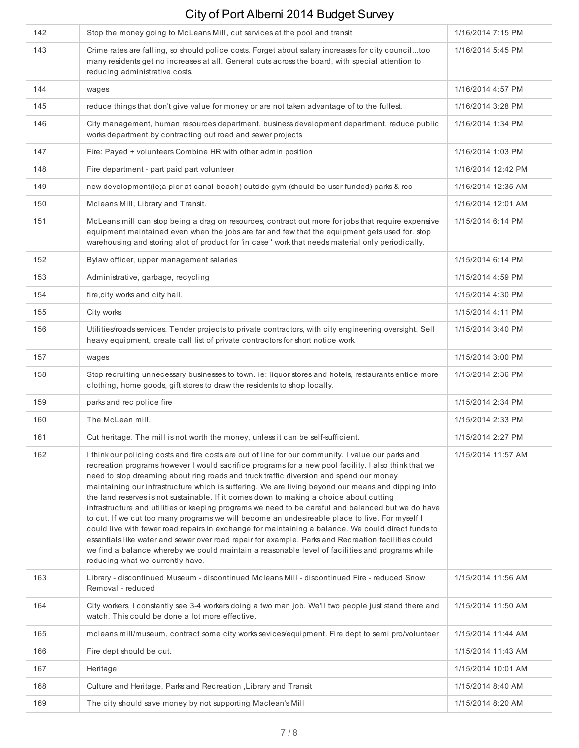| | | |
|---|---|---|
| 142 | Stop the money going to McLeans Mill, cut services at the pool and transit | 1/16/2014 7:15 PM |
| 143 | Crime rates are falling, so should police costs. Forget about salary increases for city council...too many residents get no increases at all. General cuts across the board, with special attention to reducing administrative costs. | 1/16/2014 5:45 PM |
| 144 | wages | 1/16/2014 4:57 PM |
| 145 | reduce things that don't give value for money or are not taken advantage of to the fullest. | 1/16/2014 3:28 PM |
| 146 | City management, human resources department, business development department, reduce public works department by contracting out road and sewer projects | 1/16/2014 1:34 PM |
| 147 | Fire: Payed + volunteers Combine HR with other admin position | 1/16/2014 1:03 PM |
| 148 | Fire department - part paid part volunteer | 1/16/2014 12:42 PM |
| 149 | new development(ie;a pier at canal beach) outside gym (should be user funded) parks & rec | 1/16/2014 12:35 AM |
| 150 | Mcleans Mill, Library and Transit. | 1/16/2014 12:01 AM |
| 151 | McLeans mill can stop being a drag on resources, contract out more for jobs that require expensive equipment maintained even when the jobs are far and few that the equipment gets used for. stop warehousing and storing alot of product for 'in case ' work that needs material only periodically. | 1/15/2014 6:14 PM |
| 152 | Bylaw officer, upper management salaries | 1/15/2014 6:14 PM |
| 153 | Administrative, garbage, recycling | 1/15/2014 4:59 PM |
| 154 | fire,city works and city hall. | 1/15/2014 4:30 PM |
| 155 | City works | 1/15/2014 4:11 PM |
| 156 | Utilities/roads services. Tender projects to private contractors, with city engineering oversight. Sell heavy equipment, create call list of private contractors for short notice work. | 1/15/2014 3:40 PM |
| 157 | wages | 1/15/2014 3:00 PM |
| 158 | Stop recruiting unnecessary businesses to town. ie: liquor stores and hotels, restaurants entice more clothing, home goods, gift stores to draw the residents to shop locally. | 1/15/2014 2:36 PM |
| 159 | parks and rec police fire | 1/15/2014 2:34 PM |
| 160 | The McLean mill. | 1/15/2014 2:33 PM |
| 161 | Cut heritage. The mill is not worth the money, unless it can be self-sufficient. | 1/15/2014 2:27 PM |
| 162 | I think our policing costs and fire costs are out of line for our community. I value our parks and recreation programs however I would sacrifice programs for a new pool facility. I also think that we need to stop dreaming about ring roads and truck traffic diversion and spend our money maintaining our infrastructure which is suffering. We are living beyond our means and dipping into the land reserves is not sustainable. If it comes down to making a choice about cutting infrastructure and utilities or keeping programs we need to be careful and balanced but we do have to cut. If we cut too many programs we will become an undesireable place to live. For myself I could live with fewer road repairs in exchange for maintaining a balance. We could direct funds to essentials like water and sewer over road repair for example. Parks and Recreation facilities could we find a balance whereby we could maintain a reasonable level of facilities and programs while reducing what we currently have. | 1/15/2014 11:57 AM |
| 163 | Library - discontinued Museum - discontinued Mcleans Mill - discontinued Fire - reduced Snow Removal - reduced | 1/15/2014 11:56 AM |
| 164 | City workers, I constantly see 3-4 workers doing a two man job. We'll two people just stand there and watch. This could be done a lot more effective. | 1/15/2014 11:50 AM |
| 165 | mcleans mill/museum, contract some city works sevices/equipment. Fire dept to semi pro/volunteer | 1/15/2014 11:44 AM |
| 166 | Fire dept should be cut. | 1/15/2014 11:43 AM |
| 167 | Heritage | 1/15/2014 10:01 AM |
| 168 | Culture and Heritage, Parks and Recreation ,Library and Transit | 1/15/2014 8:40 AM |
| 169 | The city should save money by not supporting Maclean's Mill | 1/15/2014 8:20 AM |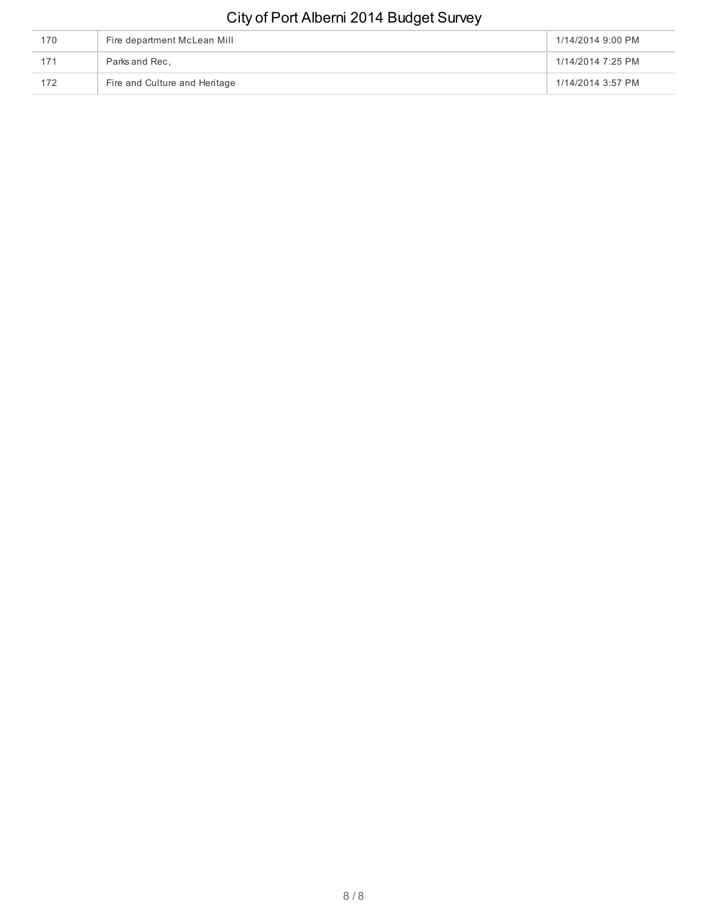| 170 | Fire department McLean Mill | 1/14/2014 9:00 PM |
|---|---|---|
| 171 | Parks and Rec, | 1/14/2014 7:25 PM |
| 172 | Fire and Culture and Heritage | 1/14/2014 3:57 PM |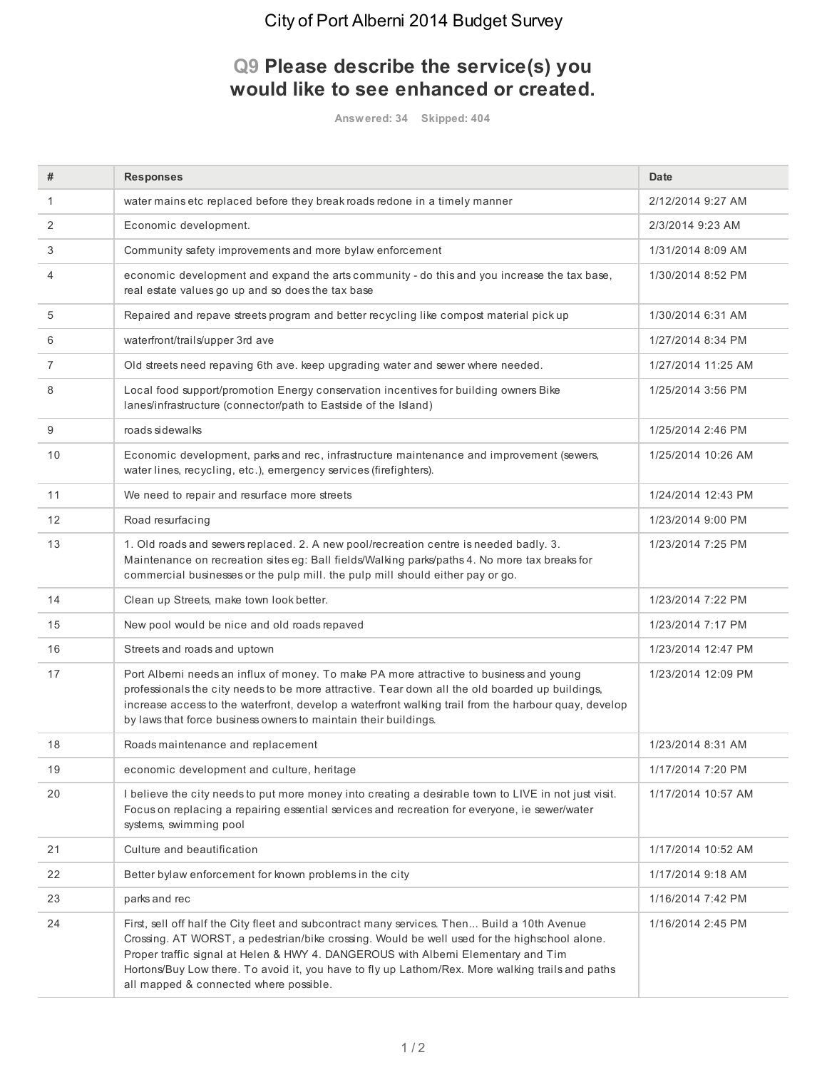# City of Port Alberni 2014 Budget Survey

## Q9 Please describe the service(s) you would like to see enhanced or created.

Answered: 34 Skipped: 404

| # | Responses | Date |
|---|---|---|
| 1 | water mains etc replaced before they break roads redone in a timely manner | 2/12/2014 9:27 AM |
| 2 | Economic development. | 2/3/2014 9:23 AM |
| 3 | Community safety improvements and more bylaw enforcement | 1/31/2014 8:09 AM |
| 4 | economic development and expand the arts community - do this and you increase the tax base, real estate values go up and so does the tax base | 1/30/2014 8:52 PM |
| 5 | Repaired and repave streets program and better recycling like compost material pick up | 1/30/2014 6:31 AM |
| 6 | waterfront/trails/upper 3rd ave | 1/27/2014 8:34 PM |
| 7 | Old streets need repaving 6th ave. keep upgrading water and sewer where needed. | 1/27/2014 11:25 AM |
| 8 | Local food support/promotion Energy conservation incentives for building owners Bike lanes/infrastructure (connector/path to Eastside of the Island) | 1/25/2014 3:56 PM |
| 9 | roads sidewalks | 1/25/2014 2:46 PM |
| 10 | Economic development, parks and rec, infrastructure maintenance and improvement (sewers, water lines, recycling, etc.), emergency services (firefighters). | 1/25/2014 10:26 AM |
| 11 | We need to repair and resurface more streets | 1/24/2014 12:43 PM |
| 12 | Road resurfacing | 1/23/2014 9:00 PM |
| 13 | 1. Old roads and sewers replaced. 2. A new pool/recreation centre is needed badly. 3. Maintenance on recreation sites eg: Ball fields/Walking parks/paths 4. No more tax breaks for commercial businesses or the pulp mill. the pulp mill should either pay or go. | 1/23/2014 7:25 PM |
| 14 | Clean up Streets, make town look better. | 1/23/2014 7:22 PM |
| 15 | New pool would be nice and old roads repaved | 1/23/2014 7:17 PM |
| 16 | Streets and roads and uptown | 1/23/2014 12:47 PM |
| 17 | Port Alberni needs an influx of money. To make PA more attractive to business and young professionals the city needs to be more attractive. Tear down all the old boarded up buildings, increase access to the waterfront, develop a waterfront walking trail from the harbour quay, develop by laws that force business owners to maintain their buildings. | 1/23/2014 12:09 PM |
| 18 | Roads maintenance and replacement | 1/23/2014 8:31 AM |
| 19 | economic development and culture, heritage | 1/17/2014 7:20 PM |
| 20 | I believe the city needs to put more money into creating a desirable town to LIVE in not just visit. Focus on replacing a repairing essential services and recreation for everyone, ie sewer/water systems, swimming pool | 1/17/2014 10:57 AM |
| 21 | Culture and beautification | 1/17/2014 10:52 AM |
| 22 | Better bylaw enforcement for known problems in the city | 1/17/2014 9:18 AM |
| 23 | parks and rec | 1/16/2014 7:42 PM |
| 24 | First, sell off half the City fleet and subcontract many services. Then... Build a 10th Avenue Crossing. AT WORST, a pedestrian/bike crossing. Would be well used for the highschool alone. Proper traffic signal at Helen & HWY 4. DANGEROUS with Alberni Elementary and Tim Hortons/Buy Low there. To avoid it, you have to fly up Lathom/Rex. More walking trails and paths all mapped & connected where possible. | 1/16/2014 2:45 PM |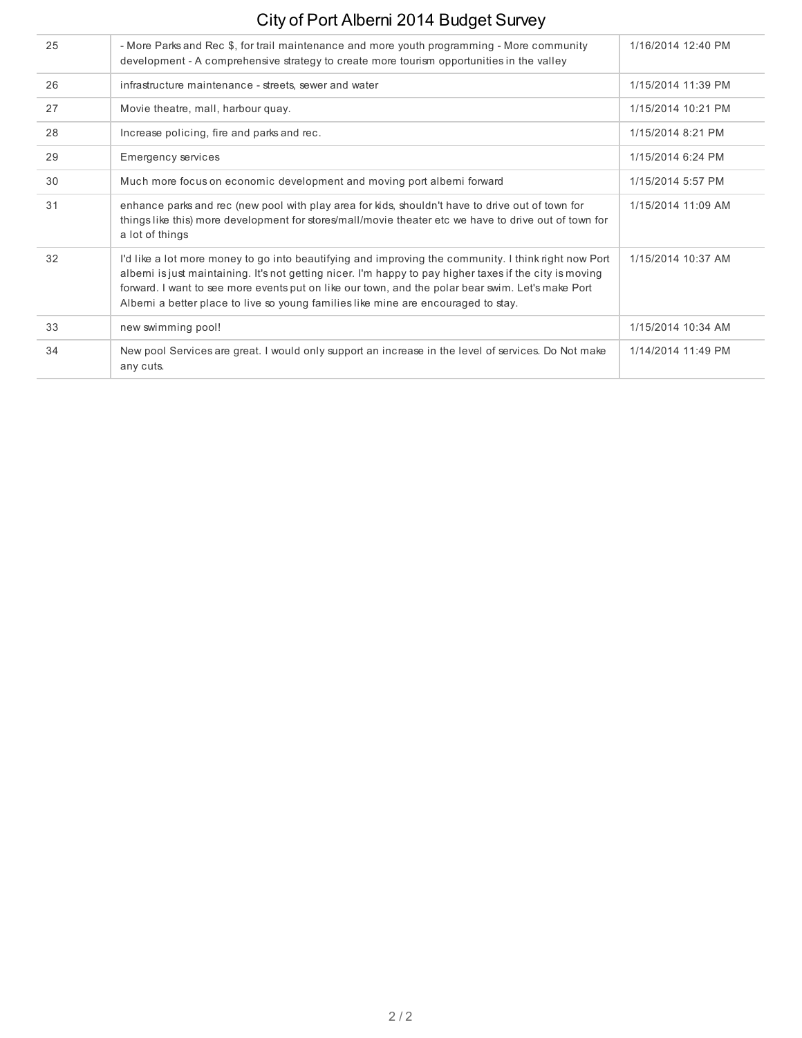# City of Port Alberni 2014 Budget Survey

| | | |
|---|---|---|
| 25 | - More Parks and Rec $, for trail maintenance and more youth programming - More community development - A comprehensive strategy to create more tourism opportunities in the valley | 1/16/2014 12:40 PM |
| 26 | infrastructure maintenance - streets, sewer and water | 1/15/2014 11:39 PM |
| 27 | Movie theatre, mall, harbour quay. | 1/15/2014 10:21 PM |
| 28 | Increase policing, fire and parks and rec. | 1/15/2014 8:21 PM |
| 29 | Emergency services | 1/15/2014 6:24 PM |
| 30 | Much more focus on economic development and moving port alberni forward | 1/15/2014 5:57 PM |
| 31 | enhance parks and rec (new pool with play area for kids, shouldn't have to drive out of town for things like this) more development for stores/mall/movie theater etc we have to drive out of town for a lot of things | 1/15/2014 11:09 AM |
| 32 | I'd like a lot more money to go into beautifying and improving the community. I think right now Port alberni is just maintaining. It's not getting nicer. I'm happy to pay higher taxes if the city is moving forward. I want to see more events put on like our town, and the polar bear swim. Let's make Port Alberni a better place to live so young families like mine are encouraged to stay. | 1/15/2014 10:37 AM |
| 33 | new swimming pool! | 1/15/2014 10:34 AM |
| 34 | New pool Services are great. I would only support an increase in the level of services. Do Not make any cuts. | 1/14/2014 11:49 PM |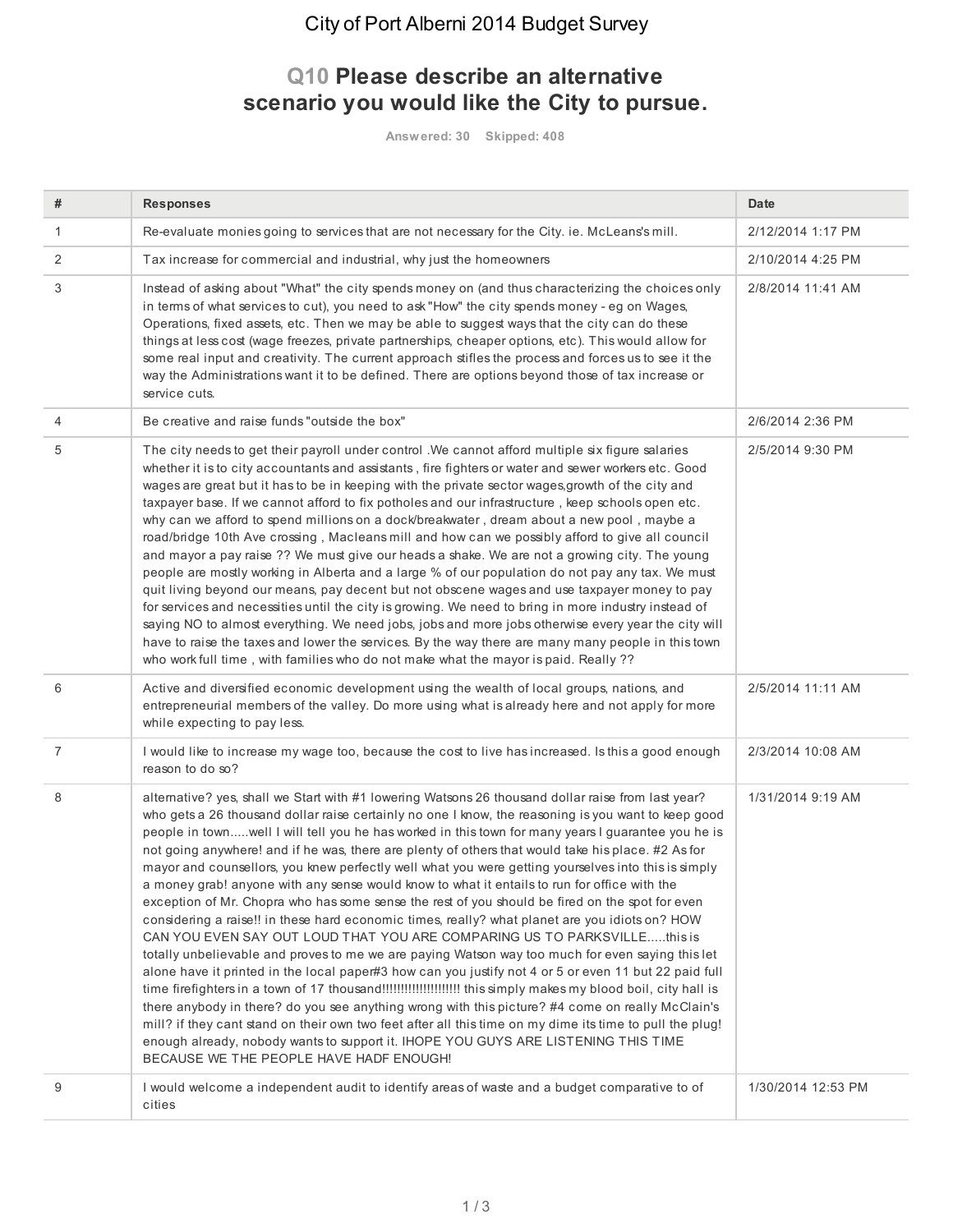# City of Port Alberni 2014 Budget Survey

## Q10 Please describe an alternative scenario you would like the City to pursue.

Answered: 30 Skipped: 408

| # | Responses | Date |
|---|---|---|
| 1 | Re-evaluate monies going to services that are not necessary for the City. ie. McLeans's mill. | 2/12/2014 1:17 PM |
| 2 | Tax increase for commercial and industrial, why just the homeowners | 2/10/2014 4:25 PM |
| 3 | Instead of asking about "What" the city spends money on (and thus characterizing the choices only in terms of what services to cut), you need to ask "How" the city spends money - eg on Wages, Operations, fixed assets, etc. Then we may be able to suggest ways that the city can do these things at less cost (wage freezes, private partnerships, cheaper options, etc). This would allow for some real input and creativity. The current approach stifles the process and forces us to see it the way the Administrations want it to be defined. There are options beyond those of tax increase or service cuts. | 2/8/2014 11:41 AM |
| 4 | Be creative and raise funds "outside the box" | 2/6/2014 2:36 PM |
| 5 | The city needs to get their payroll under control .We cannot afford multiple six figure salaries whether it is to city accountants and assistants , fire fighters or water and sewer workers etc. Good wages are great but it has to be in keeping with the private sector wages,growth of the city and taxpayer base. If we cannot afford to fix potholes and our infrastructure , keep schools open etc. why can we afford to spend millions on a dock/breakwater , dream about a new pool , maybe a road/bridge 10th Ave crossing , Macleans mill and how can we possibly afford to give all council and mayor a pay raise ?? We must give our heads a shake. We are not a growing city. The young people are mostly working in Alberta and a large % of our population do not pay any tax. We must quit living beyond our means, pay decent but not obscene wages and use taxpayer money to pay for services and necessities until the city is growing. We need to bring in more industry instead of saying NO to almost everything. We need jobs, jobs and more jobs otherwise every year the city will have to raise the taxes and lower the services. By the way there are many many people in this town who work full time , with families who do not make what the mayor is paid. Really ?? | 2/5/2014 9:30 PM |
| 6 | Active and diversified economic development using the wealth of local groups, nations, and entrepreneurial members of the valley. Do more using what is already here and not apply for more while expecting to pay less. | 2/5/2014 11:11 AM |
| 7 | I would like to increase my wage too, because the cost to live has increased. Is this a good enough reason to do so? | 2/3/2014 10:08 AM |
| 8 | alternative? yes, shall we Start with #1 lowering Watsons 26 thousand dollar raise from last year? who gets a 26 thousand dollar raise certainly no one I know, the reasoning is you want to keep good people in town.....well I will tell you he has worked in this town for many years I guarantee you he is not going anywhere! and if he was, there are plenty of others that would take his place. #2 As for mayor and counsellors, you knew perfectly well what you were getting yourselves into this is simply a money grab! anyone with any sense would know to what it entails to run for office with the exception of Mr. Chopra who has some sense the rest of you should be fired on the spot for even considering a raise!! in these hard economic times, really? what planet are you idiots on? HOW CAN YOU EVEN SAY OUT LOUD THAT YOU ARE COMPARING US TO PARKSVILLE.....this is totally unbelievable and proves to me we are paying Watson way too much for even saying this let alone have it printed in the local paper#3 how can you justify not 4 or 5 or even 11 but 22 paid full time firefighters in a town of 17 thousand!!!!!!!!!!!!!!!!!!!!!! this simply makes my blood boil, city hall is there anybody in there? do you see anything wrong with this picture? #4 come on really McClain's mill? if they cant stand on their own two feet after all this time on my dime its time to pull the plug! enough already, nobody wants to support it. IHOPE YOU GUYS ARE LISTENING THIS TIME BECAUSE WE THE PEOPLE HAVE HADF ENOUGH! | 1/31/2014 9:19 AM |
| 9 | I would welcome a independent audit to identify areas of waste and a budget comparative to of cities | 1/30/2014 12:53 PM |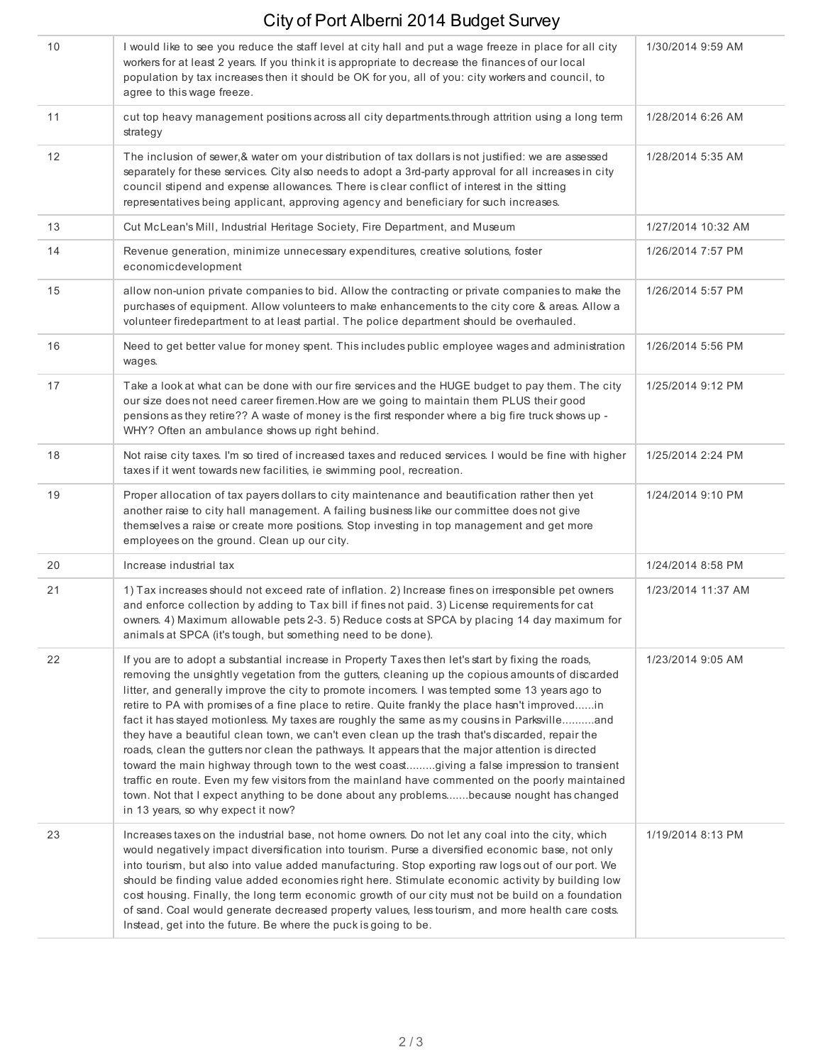| | | |
|---|---|---|
| 10 | I would like to see you reduce the staff level at city hall and put a wage freeze in place for all city workers for at least 2 years. If you think it is appropriate to decrease the finances of our local population by tax increases then it should be OK for you, all of you: city workers and council, to agree to this wage freeze. | 1/30/2014 9:59 AM |
| 11 | cut top heavy management positions across all city departments.through attrition using a long term strategy | 1/28/2014 6:26 AM |
| 12 | The inclusion of sewer,& water om your distribution of tax dollars is not justified: we are assessed separately for these services. City also needs to adopt a 3rd-party approval for all increases in city council stipend and expense allowances. There is clear conflict of interest in the sitting representatives being applicant, approving agency and beneficiary for such increases. | 1/28/2014 5:35 AM |
| 13 | Cut McLean's Mill, Industrial Heritage Society, Fire Department, and Museum | 1/27/2014 10:32 AM |
| 14 | Revenue generation, minimize unnecessary expenditures, creative solutions, foster economicdevelopment | 1/26/2014 7:57 PM |
| 15 | allow non-union private companies to bid. Allow the contracting or private companies to make the purchases of equipment. Allow volunteers to make enhancements to the city core & areas. Allow a volunteer firedepartment to at least partial. The police department should be overhauled. | 1/26/2014 5:57 PM |
| 16 | Need to get better value for money spent. This includes public employee wages and administration wages. | 1/26/2014 5:56 PM |
| 17 | Take a look at what can be done with our fire services and the HUGE budget to pay them. The city our size does not need career firemen.How are we going to maintain them PLUS their good pensions as they retire?? A waste of money is the first responder where a big fire truck shows up - WHY? Often an ambulance shows up right behind. | 1/25/2014 9:12 PM |
| 18 | Not raise city taxes. I'm so tired of increased taxes and reduced services. I would be fine with higher taxes if it went towards new facilities, ie swimming pool, recreation. | 1/25/2014 2:24 PM |
| 19 | Proper allocation of tax payers dollars to city maintenance and beautification rather then yet another raise to city hall management. A failing business like our committee does not give themselves a raise or create more positions. Stop investing in top management and get more employees on the ground. Clean up our city. | 1/24/2014 9:10 PM |
| 20 | Increase industrial tax | 1/24/2014 8:58 PM |
| 21 | 1) Tax increases should not exceed rate of inflation. 2) Increase fines on irresponsible pet owners and enforce collection by adding to Tax bill if fines not paid. 3) License requirements for cat owners. 4) Maximum allowable pets 2-3. 5) Reduce costs at SPCA by placing 14 day maximum for animals at SPCA (it's tough, but something need to be done). | 1/23/2014 11:37 AM |
| 22 | If you are to adopt a substantial increase in Property Taxes then let's start by fixing the roads, removing the unsightly vegetation from the gutters, cleaning up the copious amounts of discarded litter, and generally improve the city to promote incomers. I was tempted some 13 years ago to retire to PA with promises of a fine place to retire. Quite frankly the place hasn't improved......in fact it has stayed motionless. My taxes are roughly the same as my cousins in Parksville..........and they have a beautiful clean town, we can't even clean up the trash that's discarded, repair the roads, clean the gutters nor clean the pathways. It appears that the major attention is directed toward the main highway through town to the west coast.........giving a false impression to transient traffic en route. Even my few visitors from the mainland have commented on the poorly maintained town. Not that I expect anything to be done about any problems.......because nought has changed in 13 years, so why expect it now? | 1/23/2014 9:05 AM |
| 23 | Increases taxes on the industrial base, not home owners. Do not let any coal into the city, which would negatively impact diversification into tourism. Purse a diversified economic base, not only into tourism, but also into value added manufacturing. Stop exporting raw logs out of our port. We should be finding value added economies right here. Stimulate economic activity by building low cost housing. Finally, the long term economic growth of our city must not be build on a foundation of sand. Coal would generate decreased property values, less tourism, and more health care costs. Instead, get into the future. Be where the puck is going to be. | 1/19/2014 8:13 PM |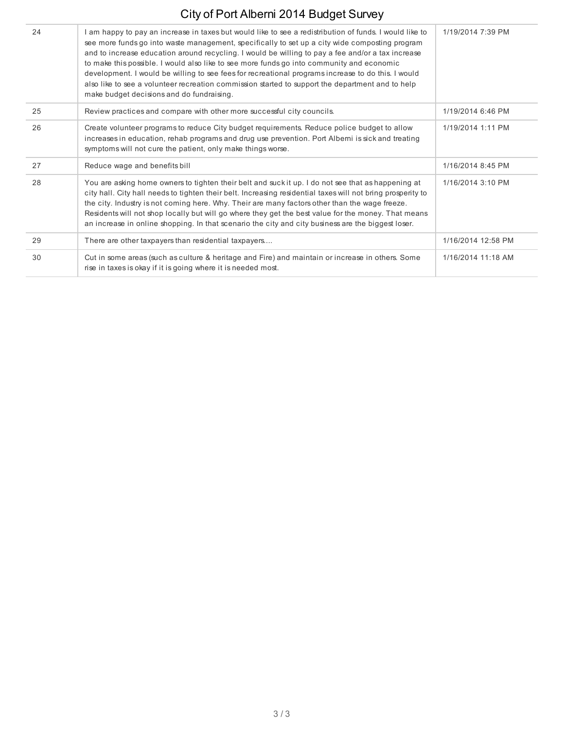| | | |
|---|---|---|
| 24 | I am happy to pay an increase in taxes but would like to see a redistribution of funds. I would like to see more funds go into waste management, specifically to set up a city wide composting program and to increase education around recycling. I would be willing to pay a fee and/or a tax increase to make this possible. I would also like to see more funds go into community and economic development. I would be willing to see fees for recreational programs increase to do this. I would also like to see a volunteer recreation commission started to support the department and to help make budget decisions and do fundraising. | 1/19/2014 7:39 PM |
| 25 | Review practices and compare with other more successful city councils. | 1/19/2014 6:46 PM |
| 26 | Create volunteer programs to reduce City budget requirements. Reduce police budget to allow increases in education, rehab programs and drug use prevention. Port Alberni is sick and treating symptoms will not cure the patient, only make things worse. | 1/19/2014 1:11 PM |
| 27 | Reduce wage and benefits bill | 1/16/2014 8:45 PM |
| 28 | You are asking home owners to tighten their belt and suck it up. I do not see that as happening at city hall. City hall needs to tighten their belt. Increasing residential taxes will not bring prosperity to the city. Industry is not coming here. Why. Their are many factors other than the wage freeze. Residents will not shop locally but will go where they get the best value for the money. That means an increase in online shopping. In that scenario the city and city business are the biggest loser. | 1/16/2014 3:10 PM |
| 29 | There are other taxpayers than residential taxpayers.... | 1/16/2014 12:58 PM |
| 30 | Cut in some areas (such as culture & heritage and Fire) and maintain or increase in others. Some rise in taxes is okay if it is going where it is needed most. | 1/16/2014 11:18 AM |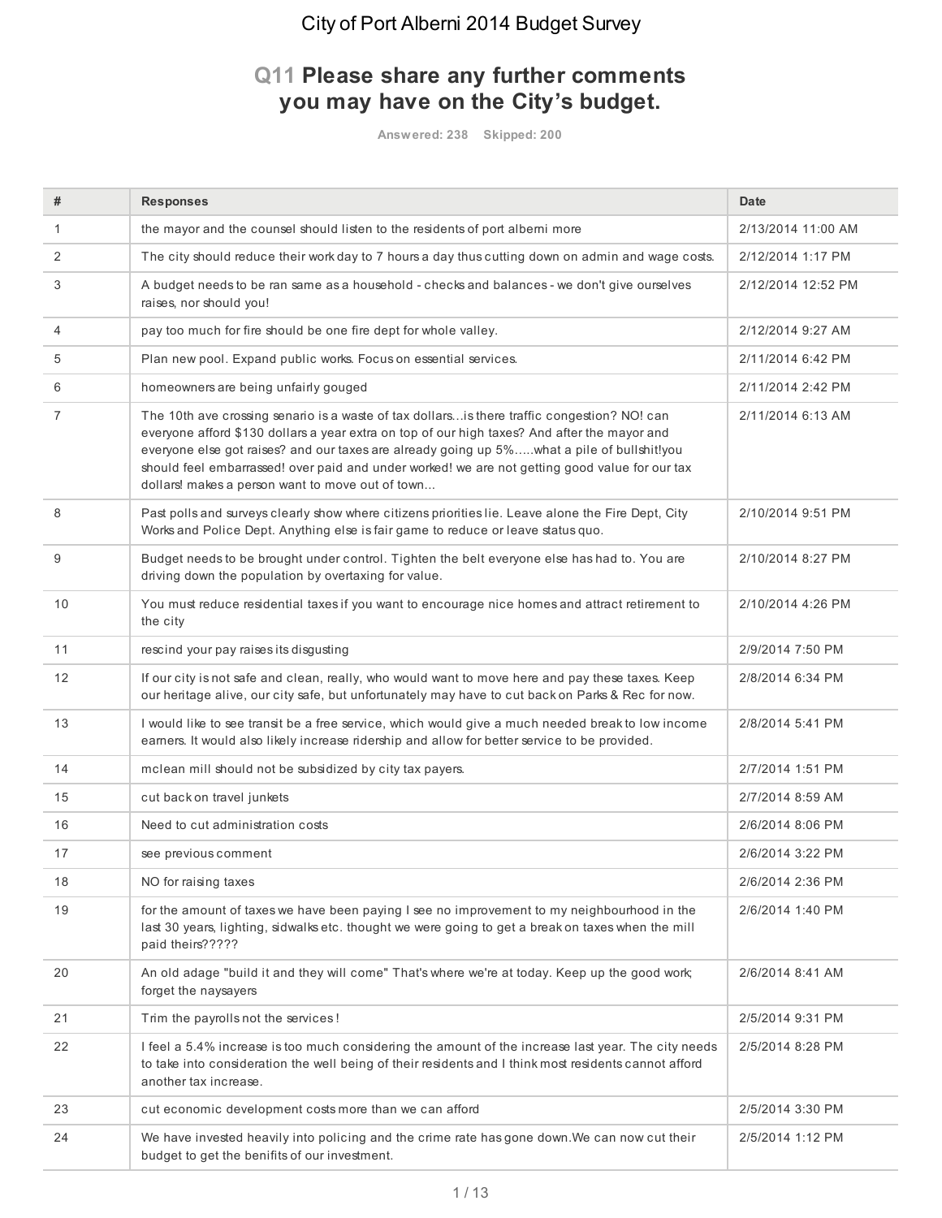## Q11 Please share any further comments you may have on the City's budget.

Answered: 238 Skipped: 200

| # | Responses | Date |
|---|---|---|
| 1 | the mayor and the counsel should listen to the residents of port alberni more | 2/13/2014 11:00 AM |
| 2 | The city should reduce their work day to 7 hours a day thus cutting down on admin and wage costs. | 2/12/2014 1:17 PM |
| 3 | A budget needs to be ran same as a household - checks and balances - we don't give ourselves raises, nor should you! | 2/12/2014 12:52 PM |
| 4 | pay too much for fire should be one fire dept for whole valley. | 2/12/2014 9:27 AM |
| 5 | Plan new pool. Expand public works. Focus on essential services. | 2/11/2014 6:42 PM |
| 6 | homeowners are being unfairly gouged | 2/11/2014 2:42 PM |
| 7 | The 10th ave crossing senario is a waste of tax dollars...is there traffic congestion? NO! can everyone afford $130 dollars a year extra on top of our high taxes? And after the mayor and everyone else got raises? and our taxes are already going up 5%.....what a pile of bullshit!you should feel embarrassed! over paid and under worked! we are not getting good value for our tax dollars! makes a person want to move out of town... | 2/11/2014 6:13 AM |
| 8 | Past polls and surveys clearly show where citizens priorities lie. Leave alone the Fire Dept, City Works and Police Dept. Anything else is fair game to reduce or leave status quo. | 2/10/2014 9:51 PM |
| 9 | Budget needs to be brought under control. Tighten the belt everyone else has had to. You are driving down the population by overtaxing for value. | 2/10/2014 8:27 PM |
| 10 | You must reduce residential taxes if you want to encourage nice homes and attract retirement to the city | 2/10/2014 4:26 PM |
| 11 | rescind your pay raises its disgusting | 2/9/2014 7:50 PM |
| 12 | If our city is not safe and clean, really, who would want to move here and pay these taxes. Keep our heritage alive, our city safe, but unfortunately may have to cut back on Parks & Rec for now. | 2/8/2014 6:34 PM |
| 13 | I would like to see transit be a free service, which would give a much needed break to low income earners. It would also likely increase ridership and allow for better service to be provided. | 2/8/2014 5:41 PM |
| 14 | mclean mill should not be subsidized by city tax payers. | 2/7/2014 1:51 PM |
| 15 | cut back on travel junkets | 2/7/2014 8:59 AM |
| 16 | Need to cut administration costs | 2/6/2014 8:06 PM |
| 17 | see previous comment | 2/6/2014 3:22 PM |
| 18 | NO for raising taxes | 2/6/2014 2:36 PM |
| 19 | for the amount of taxes we have been paying I see no improvement to my neighbourhood in the last 30 years, lighting, sidwalks etc. thought we were going to get a break on taxes when the mill paid theirs????? | 2/6/2014 1:40 PM |
| 20 | An old adage "build it and they will come" That's where we're at today. Keep up the good work; forget the naysayers | 2/6/2014 8:41 AM |
| 21 | Trim the payrolls not the services ! | 2/5/2014 9:31 PM |
| 22 | I feel a 5.4% increase is too much considering the amount of the increase last year. The city needs to take into consideration the well being of their residents and I think most residents cannot afford another tax increase. | 2/5/2014 8:28 PM |
| 23 | cut economic development costs more than we can afford | 2/5/2014 3:30 PM |
| 24 | We have invested heavily into policing and the crime rate has gone down.We can now cut their budget to get the benifits of our investment. | 2/5/2014 1:12 PM |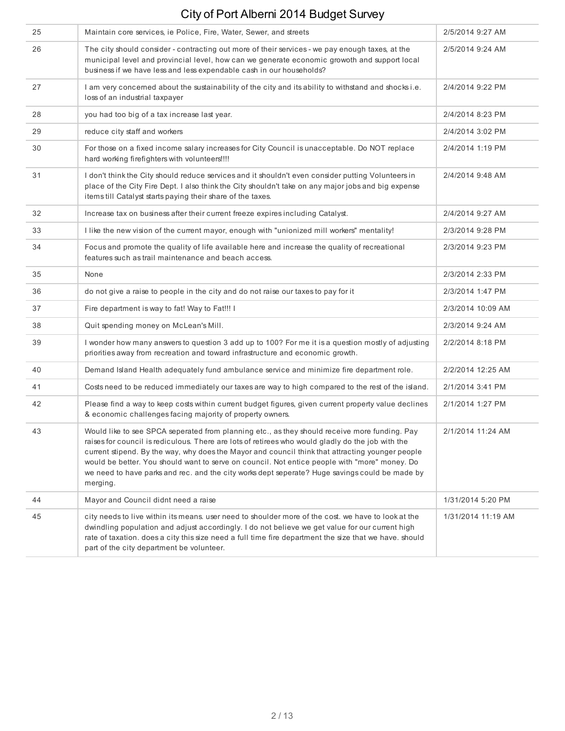| 25 | Maintain core services, ie Police, Fire, Water, Sewer, and streets | 2/5/2014 9:27 AM |
|---|---|---|
| 26 | The city should consider - contracting out more of their services - we pay enough taxes, at the municipal level and provincial level, how can we generate economic growoth and support local business if we have less and less expendable cash in our households? | 2/5/2014 9:24 AM |
| 27 | I am concerned about the sustainability of the city and its ability to withstand and shocks i.e. loss of an industrial taxpayer | 2/4/2014 9:22 PM |
| 28 | you had too big of a tax increase last year. | 2/4/2014 8:23 PM |
| 29 | reduce city staff and workers | 2/4/2014 3:02 PM |
| 30 | For those on a fixed income salary increases for City Council is unacceptable. Do NOT replace hard working firefighters with volunteers!!!! | 2/4/2014 1:19 PM |
| 31 | I don't think the City should reduce services and it shouldn't even consider putting Volunteers in place of the City Fire Dept. I also think the City shouldn't take on any major jobs and big expense items till Catalyst starts paying their share of the taxes. | 2/4/2014 9:48 AM |
| 32 | Increase tax on business after their current freeze expires including Catalyst. | 2/4/2014 9:27 AM |
| 33 | I like the new vision of the current mayor, enough with "unionized mill workers" mentality! | 2/3/2014 9:28 PM |
| 34 | Focus and promote the quality of life available here and increase the quality of recreational features such as trail maintenance and beach access. | 2/3/2014 9:23 PM |
| 35 | None | 2/3/2014 2:33 PM |
| 36 | do not give a raise to people in the city and do not raise our taxes to pay for it | 2/3/2014 1:47 PM |
| 37 | Fire department is way to fat! Way to Fat!!! I | 2/3/2014 10:09 AM |
| 38 | Quit spending money on McLean's Mill. | 2/3/2014 9:24 AM |
| 39 | I wonder how many answers to question 3 add up to 100? For me it is a question mostly of adjusting priorities away from recreation and toward infrastructure and economic growth. | 2/2/2014 8:18 PM |
| 40 | Demand Island Health adequately fund ambulance service and minimize fire department role. | 2/2/2014 12:25 AM |
| 41 | Costs need to be reduced immediately our taxes are way to high compared to the rest of the island. | 2/1/2014 3:41 PM |
| 42 | Please find a way to keep costs within current budget figures, given current property value declines & economic challenges facing majority of property owners. | 2/1/2014 1:27 PM |
| 43 | Would like to see SPCA seperated from planning etc., as they should receive more funding. Pay raises for council is rediculous. There are lots of retirees who would gladly do the job with the current stipend. By the way, why does the Mayor and council think that attracting younger people would be better. You should want to serve on council. Not entice people with "more" money. Do we need to have parks and rec. and the city works dept seperate? Huge savings could be made by merging. | 2/1/2014 11:24 AM |
| 44 | Mayor and Council didnt need a raise | 1/31/2014 5:20 PM |
| 45 | city needs to live within its means. user need to shoulder more of the cost. we have to look at the dwindling population and adjust accordingly. I do not believe we get value for our current high rate of taxation. does a city this size need a full time fire department the size that we have. should part of the city department be volunteer. | 1/31/2014 11:19 AM |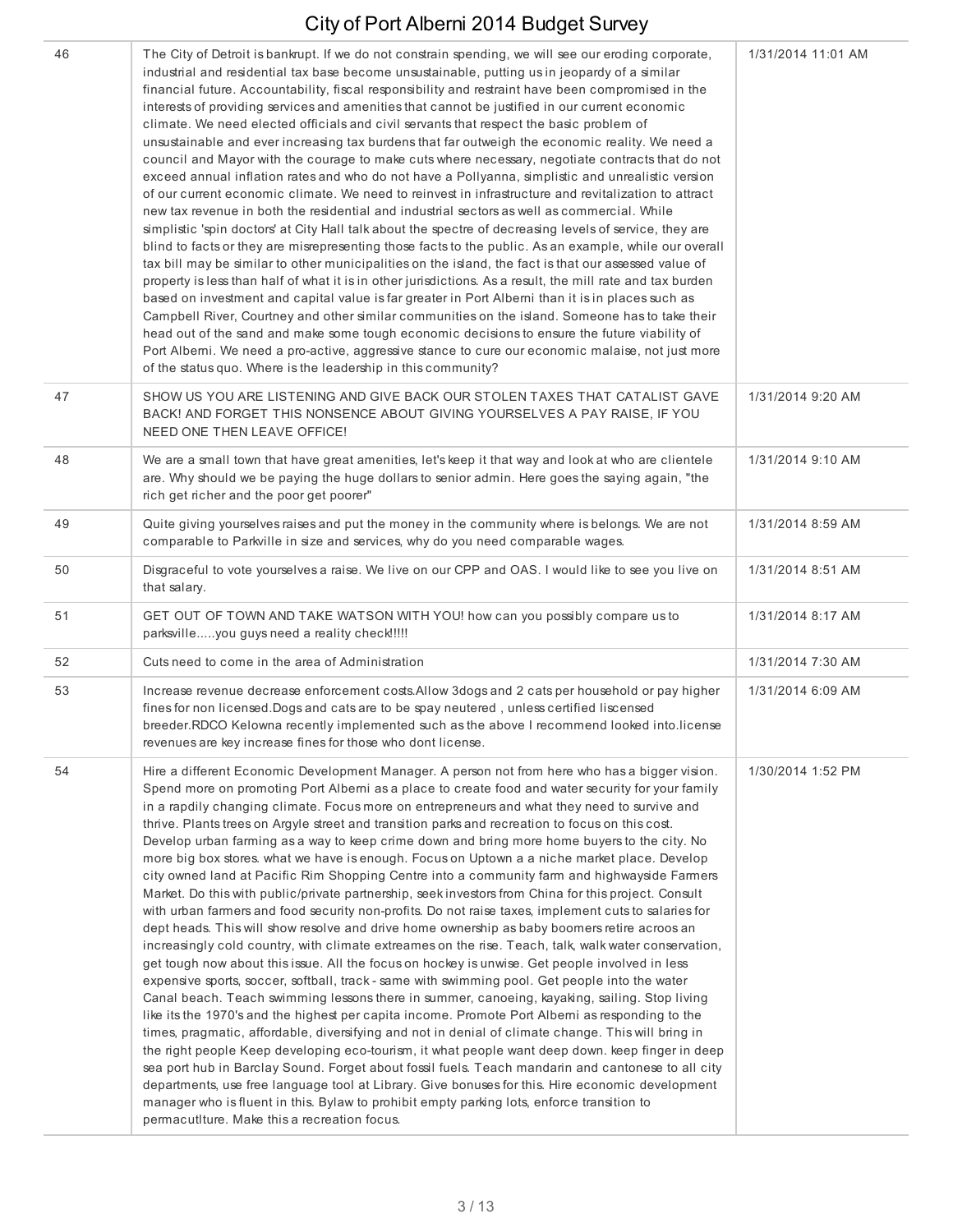| | | |
|---|---|---|
| 46 | The City of Detroit is bankrupt. If we do not constrain spending, we will see our eroding corporate, industrial and residential tax base become unsustainable, putting us in jeopardy of a similar financial future. Accountability, fiscal responsibility and restraint have been compromised in the interests of providing services and amenities that cannot be justified in our current economic climate. We need elected officials and civil servants that respect the basic problem of unsustainable and ever increasing tax burdens that far outweigh the economic reality. We need a council and Mayor with the courage to make cuts where necessary, negotiate contracts that do not exceed annual inflation rates and who do not have a Pollyanna, simplistic and unrealistic version of our current economic climate. We need to reinvest in infrastructure and revitalization to attract new tax revenue in both the residential and industrial sectors as well as commercial. While simplistic 'spin doctors' at City Hall talk about the spectre of decreasing levels of service, they are blind to facts or they are misrepresenting those facts to the public. As an example, while our overall tax bill may be similar to other municipalities on the island, the fact is that our assessed value of property is less than half of what it is in other jurisdictions. As a result, the mill rate and tax burden based on investment and capital value is far greater in Port Alberni than it is in places such as Campbell River, Courtney and other similar communities on the island. Someone has to take their head out of the sand and make some tough economic decisions to ensure the future viability of Port Alberni. We need a pro-active, aggressive stance to cure our economic malaise, not just more of the status quo. Where is the leadership in this community? | 1/31/2014 11:01 AM |
| 47 | SHOW US YOU ARE LISTENING AND GIVE BACK OUR STOLEN TAXES THAT CATALIST GAVE BACK! AND FORGET THIS NONSENCE ABOUT GIVING YOURSELVES A PAY RAISE, IF YOU NEED ONE THEN LEAVE OFFICE! | 1/31/2014 9:20 AM |
| 48 | We are a small town that have great amenities, let's keep it that way and look at who are clientele are. Why should we be paying the huge dollars to senior admin. Here goes the saying again, "the rich get richer and the poor get poorer" | 1/31/2014 9:10 AM |
| 49 | Quite giving yourselves raises and put the money in the community where is belongs. We are not comparable to Parkville in size and services, why do you need comparable wages. | 1/31/2014 8:59 AM |
| 50 | Disgraceful to vote yourselves a raise. We live on our CPP and OAS. I would like to see you live on that salary. | 1/31/2014 8:51 AM |
| 51 | GET OUT OF TOWN AND TAKE WATSON WITH YOU! how can you possibly compare us to parksville.....you guys need a reality check!!!!! | 1/31/2014 8:17 AM |
| 52 | Cuts need to come in the area of Administration | 1/31/2014 7:30 AM |
| 53 | Increase revenue decrease enforcement costs.Allow 3dogs and 2 cats per household or pay higher fines for non licensed.Dogs and cats are to be spay neutered , unless certified liscensed breeder.RDCO Kelowna recently implemented such as the above I recommend looked into.license revenues are key increase fines for those who dont license. | 1/31/2014 6:09 AM |
| 54 | Hire a different Economic Development Manager. A person not from here who has a bigger vision. Spend more on promoting Port Alberni as a place to create food and water security for your family in a rapdily changing climate. Focus more on entrepreneurs and what they need to survive and thrive. Plants trees on Argyle street and transition parks and recreation to focus on this cost. Develop urban farming as a way to keep crime down and bring more home buyers to the city. No more big box stores. what we have is enough. Focus on Uptown a a niche market place. Develop city owned land at Pacific Rim Shopping Centre into a community farm and highwayside Farmers Market. Do this with public/private partnership, seek investors from China for this project. Consult with urban farmers and food security non-profits. Do not raise taxes, implement cuts to salaries for dept heads. This will show resolve and drive home ownership as baby boomers retire acroos an increasingly cold country, with climate extreames on the rise. Teach, talk, walk water conservation, get tough now about this issue. All the focus on hockey is unwise. Get people involved in less expensive sports, soccer, softball, track - same with swimming pool. Get people into the water Canal beach. Teach swimming lessons there in summer, canoeing, kayaking, sailing. Stop living like its the 1970's and the highest per capita income. Promote Port Alberni as responding to the times, pragmatic, affordable, diversifying and not in denial of climate change. This will bring in the right people Keep developing eco-tourism, it what people want deep down. keep finger in deep sea port hub in Barclay Sound. Forget about fossil fuels. Teach mandarin and cantonese to all city departments, use free language tool at Library. Give bonuses for this. Hire economic development manager who is fluent in this. Bylaw to prohibit empty parking lots, enforce transition to permacutlture. Make this a recreation focus. | 1/30/2014 1:52 PM |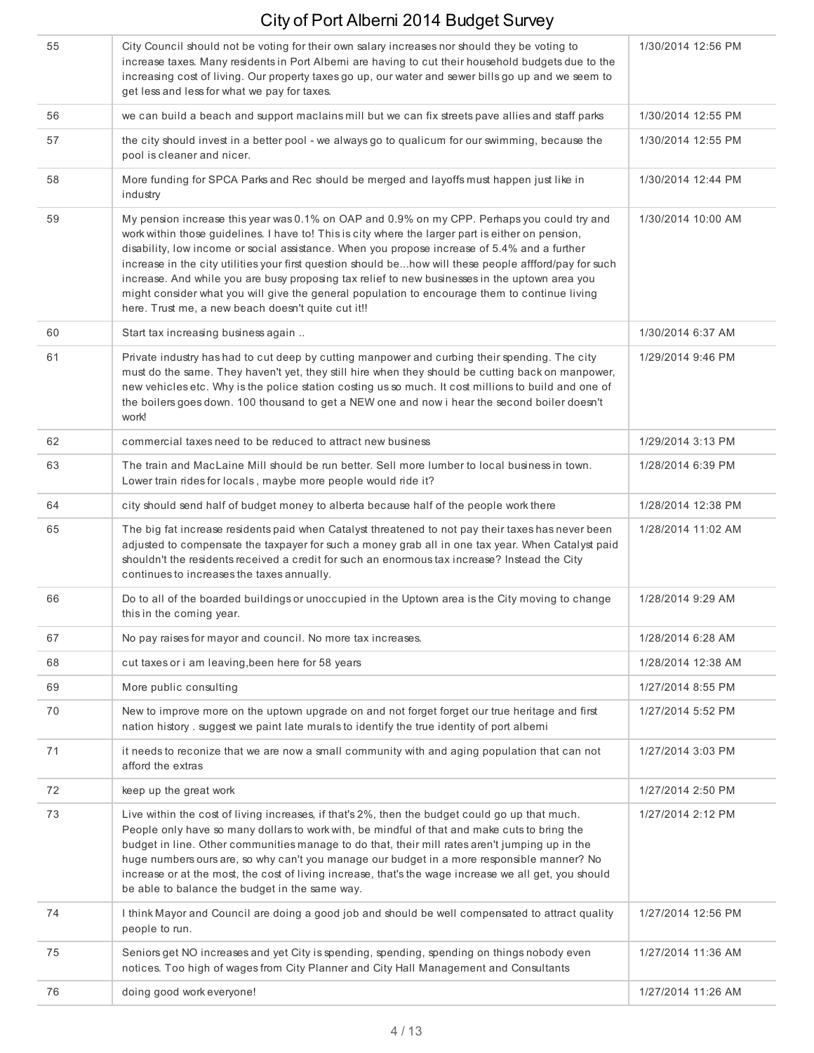# City of Port Alberni 2014 Budget Survey

| | | |
|---|---|---|
| 55 | City Council should not be voting for their own salary increases nor should they be voting to increase taxes. Many residents in Port Alberni are having to cut their household budgets due to the increasing cost of living. Our property taxes go up, our water and sewer bills go up and we seem to get less and less for what we pay for taxes. | 1/30/2014 12:56 PM |
| 56 | we can build a beach and support maclains mill but we can fix streets pave allies and staff parks | 1/30/2014 12:55 PM |
| 57 | the city should invest in a better pool - we always go to qualicum for our swimming, because the pool is cleaner and nicer. | 1/30/2014 12:55 PM |
| 58 | More funding for SPCA Parks and Rec should be merged and layoffs must happen just like in industry | 1/30/2014 12:44 PM |
| 59 | My pension increase this year was 0.1% on OAP and 0.9% on my CPP. Perhaps you could try and work within those guidelines. I have to! This is city where the larger part is either on pension, disability, low income or social assistance. When you propose increase of 5.4% and a further increase in the city utilities your first question should be...how will these people affford/pay for such increase. And while you are busy proposing tax relief to new businesses in the uptown area you might consider what you will give the general population to encourage them to continue living here. Trust me, a new beach doesn't quite cut it!! | 1/30/2014 10:00 AM |
| 60 | Start tax increasing business again .. | 1/30/2014 6:37 AM |
| 61 | Private industry has had to cut deep by cutting manpower and curbing their spending. The city must do the same. They haven't yet, they still hire when they should be cutting back on manpower, new vehicles etc. Why is the police station costing us so much. It cost millions to build and one of the boilers goes down. 100 thousand to get a NEW one and now i hear the second boiler doesn't work! | 1/29/2014 9:46 PM |
| 62 | commercial taxes need to be reduced to attract new business | 1/29/2014 3:13 PM |
| 63 | The train and MacLaine Mill should be run better. Sell more lumber to local business in town. Lower train rides for locals , maybe more people would ride it? | 1/28/2014 6:39 PM |
| 64 | city should send half of budget money to alberta because half of the people work there | 1/28/2014 12:38 PM |
| 65 | The big fat increase residents paid when Catalyst threatened to not pay their taxes has never been adjusted to compensate the taxpayer for such a money grab all in one tax year. When Catalyst paid shouldn't the residents received a credit for such an enormous tax increase? Instead the City continues to increases the taxes annually. | 1/28/2014 11:02 AM |
| 66 | Do to all of the boarded buildings or unoccupied in the Uptown area is the City moving to change this in the coming year. | 1/28/2014 9:29 AM |
| 67 | No pay raises for mayor and council. No more tax increases. | 1/28/2014 6:28 AM |
| 68 | cut taxes or i am leaving,been here for 58 years | 1/28/2014 12:38 AM |
| 69 | More public consulting | 1/27/2014 8:55 PM |
| 70 | New to improve more on the uptown upgrade on and not forget forget our true heritage and first nation history . suggest we paint late murals to identify the true identity of port alberni | 1/27/2014 5:52 PM |
| 71 | it needs to reconize that we are now a small community with and aging population that can not afford the extras | 1/27/2014 3:03 PM |
| 72 | keep up the great work | 1/27/2014 2:50 PM |
| 73 | Live within the cost of living increases, if that's 2%, then the budget could go up that much. People only have so many dollars to work with, be mindful of that and make cuts to bring the budget in line. Other communities manage to do that, their mill rates aren't jumping up in the huge numbers ours are, so why can't you manage our budget in a more responsible manner? No increase or at the most, the cost of living increase, that's the wage increase we all get, you should be able to balance the budget in the same way. | 1/27/2014 2:12 PM |
| 74 | I think Mayor and Council are doing a good job and should be well compensated to attract quality people to run. | 1/27/2014 12:56 PM |
| 75 | Seniors get NO increases and yet City is spending, spending, spending on things nobody even notices. Too high of wages from City Planner and City Hall Management and Consultants | 1/27/2014 11:36 AM |
| 76 | doing good work everyone! | 1/27/2014 11:26 AM |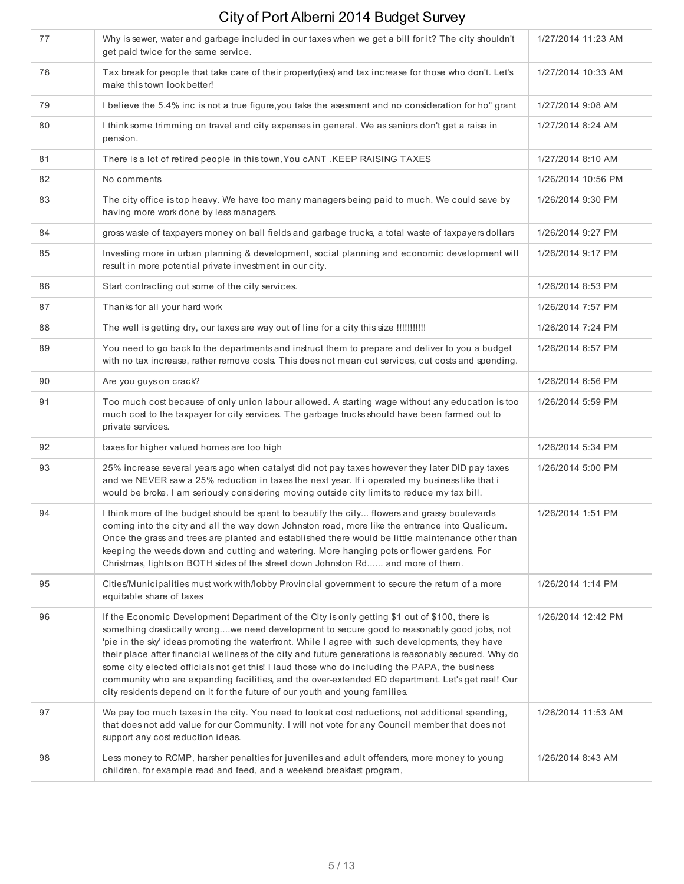| | | |
|---|---|---|
| 77 | Why is sewer, water and garbage included in our taxes when we get a bill for it? The city shouldn't get paid twice for the same service. | 1/27/2014 11:23 AM |
| 78 | Tax break for people that take care of their property(ies) and tax increase for those who don't. Let's make this town look better! | 1/27/2014 10:33 AM |
| 79 | I believe the 5.4% inc is not a true figure,you take the asesment and no consideration for ho" grant | 1/27/2014 9:08 AM |
| 80 | I think some trimming on travel and city expenses in general. We as seniors don't get a raise in pension. | 1/27/2014 8:24 AM |
| 81 | There is a lot of retired people in this town,You cANT .KEEP RAISING TAXES | 1/27/2014 8:10 AM |
| 82 | No comments | 1/26/2014 10:56 PM |
| 83 | The city office is top heavy. We have too many managers being paid to much. We could save by having more work done by less managers. | 1/26/2014 9:30 PM |
| 84 | gross waste of taxpayers money on ball fields and garbage trucks, a total waste of taxpayers dollars | 1/26/2014 9:27 PM |
| 85 | Investing more in urban planning & development, social planning and economic development will result in more potential private investment in our city. | 1/26/2014 9:17 PM |
| 86 | Start contracting out some of the city services. | 1/26/2014 8:53 PM |
| 87 | Thanks for all your hard work | 1/26/2014 7:57 PM |
| 88 | The well is getting dry, our taxes are way out of line for a city this size !!!!!!!!!!! | 1/26/2014 7:24 PM |
| 89 | You need to go back to the departments and instruct them to prepare and deliver to you a budget with no tax increase, rather remove costs. This does not mean cut services, cut costs and spending. | 1/26/2014 6:57 PM |
| 90 | Are you guys on crack? | 1/26/2014 6:56 PM |
| 91 | Too much cost because of only union labour allowed. A starting wage without any education is too much cost to the taxpayer for city services. The garbage trucks should have been farmed out to private services. | 1/26/2014 5:59 PM |
| 92 | taxes for higher valued homes are too high | 1/26/2014 5:34 PM |
| 93 | 25% increase several years ago when catalyst did not pay taxes however they later DID pay taxes and we NEVER saw a 25% reduction in taxes the next year. If i operated my business like that i would be broke. I am seriously considering moving outside city limits to reduce my tax bill. | 1/26/2014 5:00 PM |
| 94 | I think more of the budget should be spent to beautify the city... flowers and grassy boulevards coming into the city and all the way down Johnston road, more like the entrance into Qualicum. Once the grass and trees are planted and established there would be little maintenance other than keeping the weeds down and cutting and watering. More hanging pots or flower gardens. For Christmas, lights on BOTH sides of the street down Johnston Rd...... and more of them. | 1/26/2014 1:51 PM |
| 95 | Cities/Municipalities must work with/lobby Provincial government to secure the return of a more equitable share of taxes | 1/26/2014 1:14 PM |
| 96 | If the Economic Development Department of the City is only getting $1 out of $100, there is something drastically wrong....we need development to secure good to reasonably good jobs, not 'pie in the sky' ideas promoting the waterfront. While I agree with such developments, they have their place after financial wellness of the city and future generations is reasonably secured. Why do some city elected officials not get this! I laud those who do including the PAPA, the business community who are expanding facilities, and the over-extended ED department. Let's get real! Our city residents depend on it for the future of our youth and young families. | 1/26/2014 12:42 PM |
| 97 | We pay too much taxes in the city. You need to look at cost reductions, not additional spending, that does not add value for our Community. I will not vote for any Council member that does not support any cost reduction ideas. | 1/26/2014 11:53 AM |
| 98 | Less money to RCMP, harsher penalties for juveniles and adult offenders, more money to young children, for example read and feed, and a weekend breakfast program, | 1/26/2014 8:43 AM |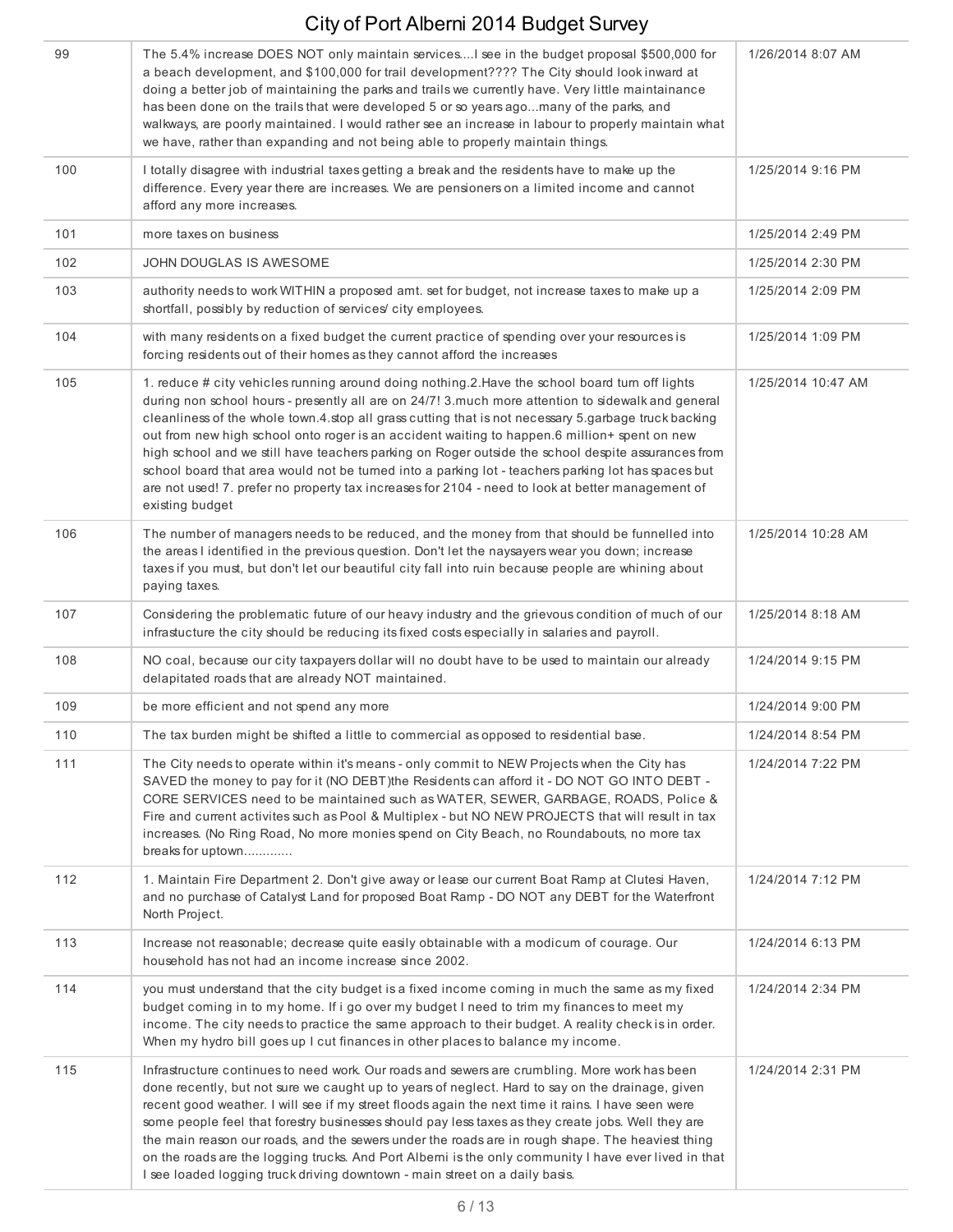| | | |
|---|---|---|
| 99 | The 5.4% increase DOES NOT only maintain services....I see in the budget proposal $500,000 for a beach development, and $100,000 for trail development???? The City should look inward at doing a better job of maintaining the parks and trails we currently have. Very little maintainance has been done on the trails that were developed 5 or so years ago...many of the parks, and walkways, are poorly maintained. I would rather see an increase in labour to properly maintain what we have, rather than expanding and not being able to properly maintain things. | 1/26/2014 8:07 AM |
| 100 | I totally disagree with industrial taxes getting a break and the residents have to make up the difference. Every year there are increases. We are pensioners on a limited income and cannot afford any more increases. | 1/25/2014 9:16 PM |
| 101 | more taxes on business | 1/25/2014 2:49 PM |
| 102 | JOHN DOUGLAS IS AWESOME | 1/25/2014 2:30 PM |
| 103 | authority needs to work WITHIN a proposed amt. set for budget, not increase taxes to make up a shortfall, possibly by reduction of services/ city employees. | 1/25/2014 2:09 PM |
| 104 | with many residents on a fixed budget the current practice of spending over your resources is forcing residents out of their homes as they cannot afford the increases | 1/25/2014 1:09 PM |
| 105 | 1. reduce # city vehicles running around doing nothing.2.Have the school board turn off lights during non school hours - presently all are on 24/7! 3.much more attention to sidewalk and general cleanliness of the whole town.4.stop all grass cutting that is not necessary 5.garbage truck backing out from new high school onto roger is an accident waiting to happen.6 million+ spent on new high school and we still have teachers parking on Roger outside the school despite assurances from school board that area would not be turned into a parking lot - teachers parking lot has spaces but are not used! 7. prefer no property tax increases for 2104 - need to look at better management of existing budget | 1/25/2014 10:47 AM |
| 106 | The number of managers needs to be reduced, and the money from that should be funnelled into the areas I identified in the previous question. Don't let the naysayers wear you down; increase taxes if you must, but don't let our beautiful city fall into ruin because people are whining about paying taxes. | 1/25/2014 10:28 AM |
| 107 | Considering the problematic future of our heavy industry and the grievous condition of much of our infrastucture the city should be reducing its fixed costs especially in salaries and payroll. | 1/25/2014 8:18 AM |
| 108 | NO coal, because our city taxpayers dollar will no doubt have to be used to maintain our already delapitated roads that are already NOT maintained. | 1/24/2014 9:15 PM |
| 109 | be more efficient and not spend any more | 1/24/2014 9:00 PM |
| 110 | The tax burden might be shifted a little to commercial as opposed to residential base. | 1/24/2014 8:54 PM |
| 111 | The City needs to operate within it's means - only commit to NEW Projects when the City has SAVED the money to pay for it (NO DEBT)the Residents can afford it - DO NOT GO INTO DEBT - CORE SERVICES need to be maintained such as WATER, SEWER, GARBAGE, ROADS, Police & Fire and current activites such as Pool & Multiplex - but NO NEW PROJECTS that will result in tax increases. (No Ring Road, No more monies spend on City Beach, no Roundabouts, no more tax breaks for uptown............ | 1/24/2014 7:22 PM |
| 112 | 1. Maintain Fire Department 2. Don't give away or lease our current Boat Ramp at Clutesi Haven, and no purchase of Catalyst Land for proposed Boat Ramp - DO NOT any DEBT for the Waterfront North Project. | 1/24/2014 7:12 PM |
| 113 | Increase not reasonable; decrease quite easily obtainable with a modicum of courage. Our household has not had an income increase since 2002. | 1/24/2014 6:13 PM |
| 114 | you must understand that the city budget is a fixed income coming in much the same as my fixed budget coming in to my home. If i go over my budget I need to trim my finances to meet my income. The city needs to practice the same approach to their budget. A reality check is in order. When my hydro bill goes up I cut finances in other places to balance my income. | 1/24/2014 2:34 PM |
| 115 | Infrastructure continues to need work. Our roads and sewers are crumbling. More work has been done recently, but not sure we caught up to years of neglect. Hard to say on the drainage, given recent good weather. I will see if my street floods again the next time it rains. I have seen were some people feel that forestry businesses should pay less taxes as they create jobs. Well they are the main reason our roads, and the sewers under the roads are in rough shape. The heaviest thing on the roads are the logging trucks. And Port Alberni is the only community I have ever lived in that I see loaded logging truck driving downtown - main street on a daily basis. | 1/24/2014 2:31 PM |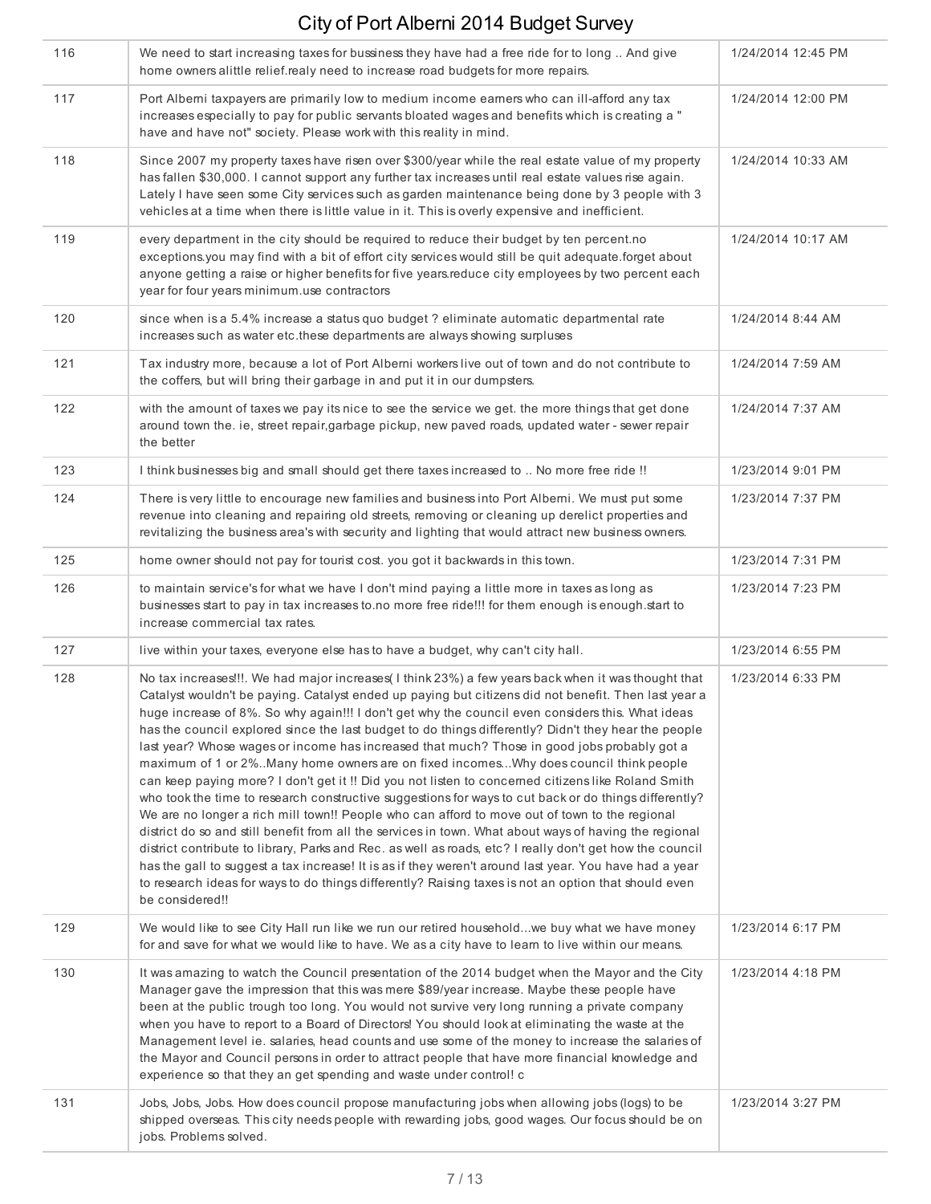| | | |
|---|---|---|
| 116 | We need to start increasing taxes for bussiness they have had a free ride for to long .. And give home owners alittle relief.realy need to increase road budgets for more repairs. | 1/24/2014 12:45 PM |
| 117 | Port Alberni taxpayers are primarily low to medium income earners who can ill-afford any tax increases especially to pay for public servants bloated wages and benefits which is creating a " have and have not" society. Please work with this reality in mind. | 1/24/2014 12:00 PM |
| 118 | Since 2007 my property taxes have risen over $300/year while the real estate value of my property has fallen $30,000. I cannot support any further tax increases until real estate values rise again. Lately I have seen some City services such as garden maintenance being done by 3 people with 3 vehicles at a time when there is little value in it. This is overly expensive and inefficient. | 1/24/2014 10:33 AM |
| 119 | every department in the city should be required to reduce their budget by ten percent.no exceptions.you may find with a bit of effort city services would still be quit adequate.forget about anyone getting a raise or higher benefits for five years.reduce city employees by two percent each year for four years minimum.use contractors | 1/24/2014 10:17 AM |
| 120 | since when is a 5.4% increase a status quo budget ? eliminate automatic departmental rate increases such as water etc.these departments are always showing surpluses | 1/24/2014 8:44 AM |
| 121 | Tax industry more, because a lot of Port Alberni workers live out of town and do not contribute to the coffers, but will bring their garbage in and put it in our dumpsters. | 1/24/2014 7:59 AM |
| 122 | with the amount of taxes we pay its nice to see the service we get. the more things that get done around town the. ie, street repair,garbage pickup, new paved roads, updated water - sewer repair the better | 1/24/2014 7:37 AM |
| 123 | I think businesses big and small should get there taxes increased to .. No more free ride !! | 1/23/2014 9:01 PM |
| 124 | There is very little to encourage new families and business into Port Alberni. We must put some revenue into cleaning and repairing old streets, removing or cleaning up derelict properties and revitalizing the business area's with security and lighting that would attract new business owners. | 1/23/2014 7:37 PM |
| 125 | home owner should not pay for tourist cost. you got it backwards in this town. | 1/23/2014 7:31 PM |
| 126 | to maintain service's for what we have I don't mind paying a little more in taxes as long as businesses start to pay in tax increases to.no more free ride!!! for them enough is enough.start to increase commercial tax rates. | 1/23/2014 7:23 PM |
| 127 | live within your taxes, everyone else has to have a budget, why can't city hall. | 1/23/2014 6:55 PM |
| 128 | No tax increases!!!. We had major increases( I think 23%) a few years back when it was thought that Catalyst wouldn't be paying. Catalyst ended up paying but citizens did not benefit. Then last year a huge increase of 8%. So why again!!! I don't get why the council even considers this. What ideas has the council explored since the last budget to do things differently? Didn't they hear the people last year? Whose wages or income has increased that much? Those in good jobs probably got a maximum of 1 or 2%..Many home owners are on fixed incomes...Why does council think people can keep paying more? I don't get it !! Did you not listen to concerned citizens like Roland Smith who took the time to research constructive suggestions for ways to cut back or do things differently? We are no longer a rich mill town!! People who can afford to move out of town to the regional district do so and still benefit from all the services in town. What about ways of having the regional district contribute to library, Parks and Rec. as well as roads, etc? I really don't get how the council has the gall to suggest a tax increase! It is as if they weren't around last year. You have had a year to research ideas for ways to do things differently? Raising taxes is not an option that should even be considered!! | 1/23/2014 6:33 PM |
| 129 | We would like to see City Hall run like we run our retired household...we buy what we have money for and save for what we would like to have. We as a city have to learn to live within our means. | 1/23/2014 6:17 PM |
| 130 | It was amazing to watch the Council presentation of the 2014 budget when the Mayor and the City Manager gave the impression that this was mere $89/year increase. Maybe these people have been at the public trough too long. You would not survive very long running a private company when you have to report to a Board of Directors! You should look at eliminating the waste at the Management level ie. salaries, head counts and use some of the money to increase the salaries of the Mayor and Council persons in order to attract people that have more financial knowledge and experience so that they an get spending and waste under control! c | 1/23/2014 4:18 PM |
| 131 | Jobs, Jobs, Jobs. How does council propose manufacturing jobs when allowing jobs (logs) to be shipped overseas. This city needs people with rewarding jobs, good wages. Our focus should be on jobs. Problems solved. | 1/23/2014 3:27 PM |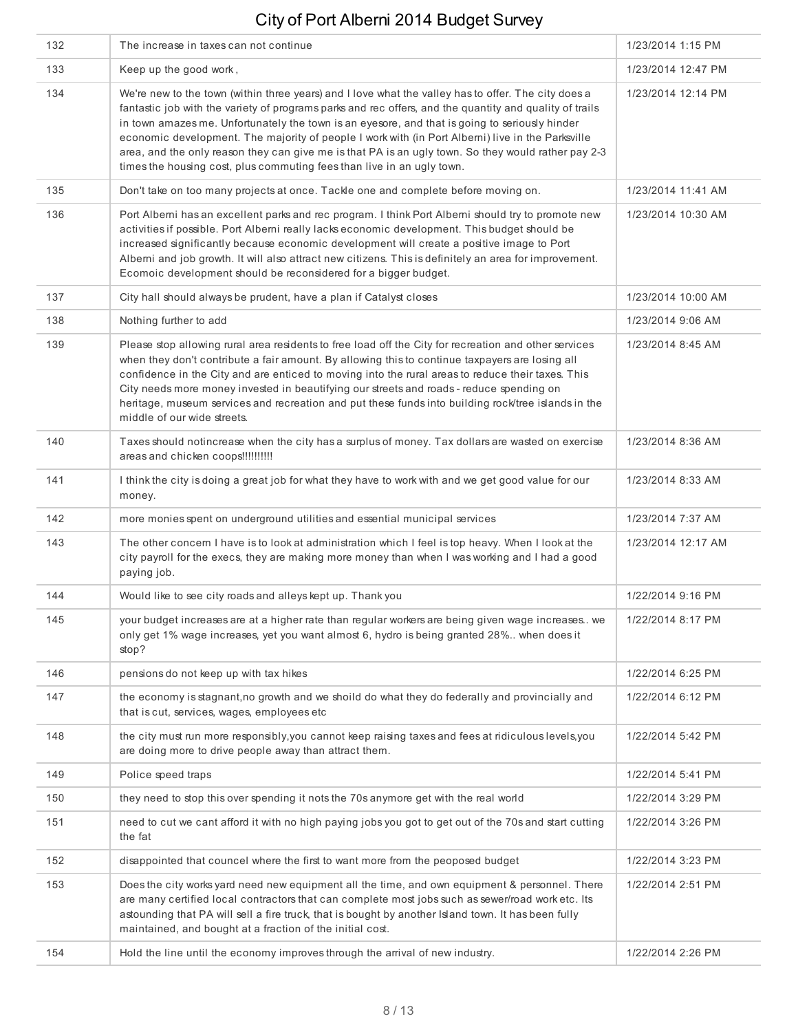| | | |
|---|---|---|
| 132 | The increase in taxes can not continue | 1/23/2014 1:15 PM |
| 133 | Keep up the good work , | 1/23/2014 12:47 PM |
| 134 | We're new to the town (within three years) and I love what the valley has to offer. The city does a fantastic job with the variety of programs parks and rec offers, and the quantity and quality of trails in town amazes me. Unfortunately the town is an eyesore, and that is going to seriously hinder economic development. The majority of people I work with (in Port Alberni) live in the Parksville area, and the only reason they can give me is that PA is an ugly town. So they would rather pay 2-3 times the housing cost, plus commuting fees than live in an ugly town. | 1/23/2014 12:14 PM |
| 135 | Don't take on too many projects at once. Tackle one and complete before moving on. | 1/23/2014 11:41 AM |
| 136 | Port Alberni has an excellent parks and rec program. I think Port Alberni should try to promote new activities if possible. Port Alberni really lacks economic development. This budget should be increased significantly because economic development will create a positive image to Port Alberni and job growth. It will also attract new citizens. This is definitely an area for improvement. Ecomoic development should be reconsidered for a bigger budget. | 1/23/2014 10:30 AM |
| 137 | City hall should always be prudent, have a plan if Catalyst closes | 1/23/2014 10:00 AM |
| 138 | Nothing further to add | 1/23/2014 9:06 AM |
| 139 | Please stop allowing rural area residents to free load off the City for recreation and other services when they don't contribute a fair amount. By allowing this to continue taxpayers are losing all confidence in the City and are enticed to moving into the rural areas to reduce their taxes. This City needs more money invested in beautifying our streets and roads - reduce spending on heritage, museum services and recreation and put these funds into building rock/tree islands in the middle of our wide streets. | 1/23/2014 8:45 AM |
| 140 | Taxes should notincrease when the city has a surplus of money. Tax dollars are wasted on exercise areas and chicken coops!!!!!!!!!! | 1/23/2014 8:36 AM |
| 141 | I think the city is doing a great job for what they have to work with and we get good value for our money. | 1/23/2014 8:33 AM |
| 142 | more monies spent on underground utilities and essential municipal services | 1/23/2014 7:37 AM |
| 143 | The other concern I have is to look at administration which I feel is top heavy. When I look at the city payroll for the execs, they are making more money than when I was working and I had a good paying job. | 1/23/2014 12:17 AM |
| 144 | Would like to see city roads and alleys kept up. Thank you | 1/22/2014 9:16 PM |
| 145 | your budget increases are at a higher rate than regular workers are being given wage increases.. we only get 1% wage increases, yet you want almost 6, hydro is being granted 28%.. when does it stop? | 1/22/2014 8:17 PM |
| 146 | pensions do not keep up with tax hikes | 1/22/2014 6:25 PM |
| 147 | the economy is stagnant,no growth and we shoild do what they do federally and provincially and that is cut, services, wages, employees etc | 1/22/2014 6:12 PM |
| 148 | the city must run more responsibly,you cannot keep raising taxes and fees at ridiculous levels,you are doing more to drive people away than attract them. | 1/22/2014 5:42 PM |
| 149 | Police speed traps | 1/22/2014 5:41 PM |
| 150 | they need to stop this over spending it nots the 70s anymore get with the real world | 1/22/2014 3:29 PM |
| 151 | need to cut we cant afford it with no high paying jobs you got to get out of the 70s and start cutting the fat | 1/22/2014 3:26 PM |
| 152 | disappointed that councel where the first to want more from the peoposed budget | 1/22/2014 3:23 PM |
| 153 | Does the city works yard need new equipment all the time, and own equipment & personnel. There are many certified local contractors that can complete most jobs such as sewer/road work etc. Its astounding that PA will sell a fire truck, that is bought by another Island town. It has been fully maintained, and bought at a fraction of the initial cost. | 1/22/2014 2:51 PM |
| 154 | Hold the line until the economy improves through the arrival of new industry. | 1/22/2014 2:26 PM |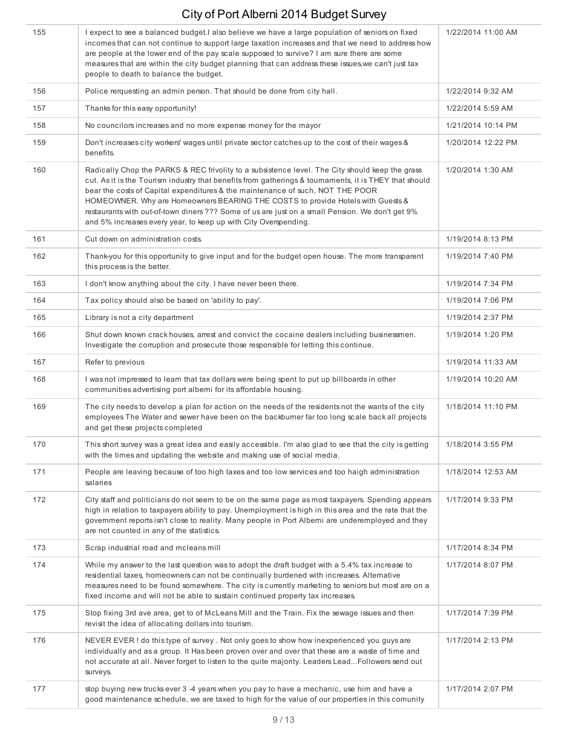| | | |
|---|---|---|
| 155 | I expect to see a balanced budget.I also believe we have a large population of seniors on fixed incomes that can not continue to support large taxation increases and that we need to address how are people at the lower end of the pay scale supposed to survive? I am sure there are some measures that are within the city budget planning that can address these issues,we can't just tax people to death to balance the budget. | 1/22/2014 11:00 AM |
| 156 | Police rerquesting an admin person. That should be done from city hall. | 1/22/2014 9:32 AM |
| 157 | Thanks for this easy opportunity! | 1/22/2014 5:59 AM |
| 158 | No councilors increases and no more expense money for the mayor | 1/21/2014 10:14 PM |
| 159 | Don't increases city workers' wages until private sector catches up to the cost of their wages & benefits. | 1/20/2014 12:22 PM |
| 160 | Radically Chop the PARKS & REC frivolity to a subsistence level. The City should keep the grass cut. As it is the Tourism industry that benefits from gatherings & tournaments, it is THEY that should bear the costs of Capital expenditures & the maintenance of such, NOT THE POOR HOMEOWNER. Why are Homeowners BEARING THE COSTS to provide Hotels with Guests & restaurants with out-of-town diners ??? Some of us are just on a small Pension. We don't get 9% and 5% increases every year, to keep up with City Overspending. | 1/20/2014 1:30 AM |
| 161 | Cut down on administration costs. | 1/19/2014 8:13 PM |
| 162 | Thank-you for this opportunity to give input and for the budget open house. The more transparent this process is the better. | 1/19/2014 7:40 PM |
| 163 | I don't know anything about the city. I have never been there. | 1/19/2014 7:34 PM |
| 164 | Tax policy should also be based on 'ability to pay'. | 1/19/2014 7:06 PM |
| 165 | Library is not a city department | 1/19/2014 2:37 PM |
| 166 | Shut down known crack houses, arrest and convict the cocaine dealers including businessmen. Investigate the corruption and prosecute those responsible for letting this continue. | 1/19/2014 1:20 PM |
| 167 | Refer to previous | 1/19/2014 11:33 AM |
| 168 | I was not impressed to learn that tax dollars were being spent to put up billboards in other communities advertising port alberni for its affordable housing. | 1/19/2014 10:20 AM |
| 169 | The city needs to develop a plan for action on the needs of the residents not the wants of the city employees The Water and sewer have been on the backburner far too long scale back all projects and get these projects completed | 1/18/2014 11:10 PM |
| 170 | This short survey was a great idea and easily accessible. I'm also glad to see that the city is getting with the times and updating the website and making use of social media. | 1/18/2014 3:55 PM |
| 171 | People are leaving because of too high taxes and too low services and too haigh administration salaries | 1/18/2014 12:53 AM |
| 172 | City staff and politicians do not seem to be on the same page as most taxpayers. Spending appears high in relation to taxpayers ability to pay. Unemployment is high in this area and the rate that the government reports isn't close to reality. Many people in Port Alberni are underemployed and they are not counted in any of the statistics. | 1/17/2014 9:33 PM |
| 173 | Scrap industrial road and mcleans mill | 1/17/2014 8:34 PM |
| 174 | While my answer to the last question was to adopt the draft budget with a 5.4% tax increase to residential taxes, homeowners can not be continually burdened with increases. Alternative measures need to be found somewhere. The city is currently marketing to seniors but most are on a fixed income and will not be able to sustain continued property tax increases. | 1/17/2014 8:07 PM |
| 175 | Stop fixing 3rd ave area, get to of McLeans Mill and the Train. Fix the sewage issues and then revisit the idea of allocating dollars into tourism. | 1/17/2014 7:39 PM |
| 176 | NEVER EVER ! do this type of survey . Not only goes to show how inexperienced you guys are individually and as a group. It Has been proven over and over that these are a waste of time and not accurate at all. Never forget to listen to the quite majority. Leaders Lead...Followers send out surveys. | 1/17/2014 2:13 PM |
| 177 | stop buying new trucks ever 3 -4 years when you pay to have a mechanic, use him and have a good maintenance schedule, we are taxed to high for the value of our properties in this comunity | 1/17/2014 2:07 PM |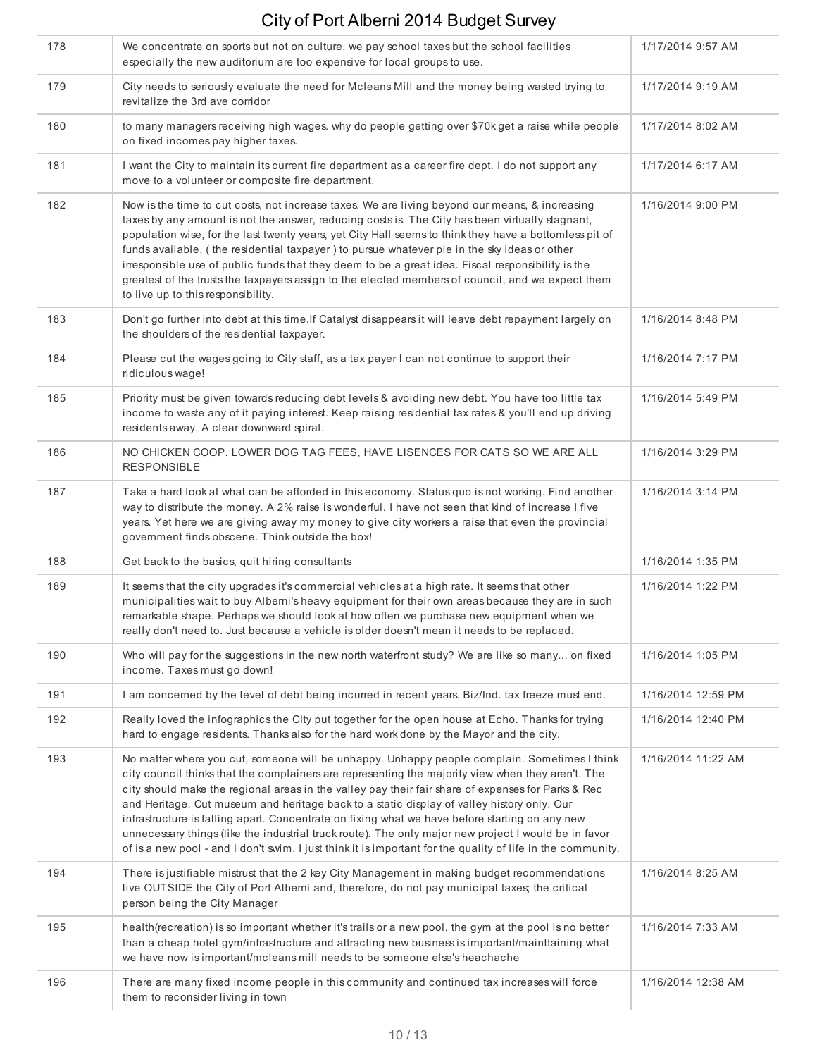| | | |
|---|---|---|
| 178 | We concentrate on sports but not on culture, we pay school taxes but the school facilities especially the new auditorium are too expensive for local groups to use. | 1/17/2014 9:57 AM |
| 179 | City needs to seriously evaluate the need for Mcleans Mill and the money being wasted trying to revitalize the 3rd ave corridor | 1/17/2014 9:19 AM |
| 180 | to many managers receiving high wages. why do people getting over $70k get a raise while people on fixed incomes pay higher taxes. | 1/17/2014 8:02 AM |
| 181 | I want the City to maintain its current fire department as a career fire dept. I do not support any move to a volunteer or composite fire department. | 1/17/2014 6:17 AM |
| 182 | Now is the time to cut costs, not increase taxes. We are living beyond our means, & increasing taxes by any amount is not the answer, reducing costs is. The City has been virtually stagnant, population wise, for the last twenty years, yet City Hall seems to think they have a bottomless pit of funds available, ( the residential taxpayer ) to pursue whatever pie in the sky ideas or other irresponsible use of public funds that they deem to be a great idea. Fiscal responsibility is the greatest of the trusts the taxpayers assign to the elected members of council, and we expect them to live up to this responsibility. | 1/16/2014 9:00 PM |
| 183 | Don't go further into debt at this time.If Catalyst disappears it will leave debt repayment largely on the shoulders of the residential taxpayer. | 1/16/2014 8:48 PM |
| 184 | Please cut the wages going to City staff, as a tax payer I can not continue to support their ridiculous wage! | 1/16/2014 7:17 PM |
| 185 | Priority must be given towards reducing debt levels & avoiding new debt. You have too little tax income to waste any of it paying interest. Keep raising residential tax rates & you'll end up driving residents away. A clear downward spiral. | 1/16/2014 5:49 PM |
| 186 | NO CHICKEN COOP. LOWER DOG TAG FEES, HAVE LISENCES FOR CATS SO WE ARE ALL RESPONSIBLE | 1/16/2014 3:29 PM |
| 187 | Take a hard look at what can be afforded in this economy. Status quo is not working. Find another way to distribute the money. A 2% raise is wonderful. I have not seen that kind of increase I five years. Yet here we are giving away my money to give city workers a raise that even the provincial government finds obscene. Think outside the box! | 1/16/2014 3:14 PM |
| 188 | Get back to the basics, quit hiring consultants | 1/16/2014 1:35 PM |
| 189 | It seems that the city upgrades it's commercial vehicles at a high rate. It seems that other municipalities wait to buy Alberni's heavy equipment for their own areas because they are in such remarkable shape. Perhaps we should look at how often we purchase new equipment when we really don't need to. Just because a vehicle is older doesn't mean it needs to be replaced. | 1/16/2014 1:22 PM |
| 190 | Who will pay for the suggestions in the new north waterfront study? We are like so many... on fixed income. Taxes must go down! | 1/16/2014 1:05 PM |
| 191 | I am concerned by the level of debt being incurred in recent years. Biz/Ind. tax freeze must end. | 1/16/2014 12:59 PM |
| 192 | Really loved the infographics the CIty put together for the open house at Echo. Thanks for trying hard to engage residents. Thanks also for the hard work done by the Mayor and the city. | 1/16/2014 12:40 PM |
| 193 | No matter where you cut, someone will be unhappy. Unhappy people complain. Sometimes I think city council thinks that the complainers are representing the majority view when they aren't. The city should make the regional areas in the valley pay their fair share of expenses for Parks & Rec and Heritage. Cut museum and heritage back to a static display of valley history only. Our infrastructure is falling apart. Concentrate on fixing what we have before starting on any new unnecessary things (like the industrial truck route). The only major new project I would be in favor of is a new pool - and I don't swim. I just think it is important for the quality of life in the community. | 1/16/2014 11:22 AM |
| 194 | There is justifiable mistrust that the 2 key City Management in making budget recommendations live OUTSIDE the City of Port Alberni and, therefore, do not pay municipal taxes; the critical person being the City Manager | 1/16/2014 8:25 AM |
| 195 | health(recreation) is so important whether it's trails or a new pool, the gym at the pool is no better than a cheap hotel gym/infrastructure and attracting new business is important/mainttaining what we have now is important/mcleans mill needs to be someone else's heachache | 1/16/2014 7:33 AM |
| 196 | There are many fixed income people in this community and continued tax increases will force them to reconsider living in town | 1/16/2014 12:38 AM |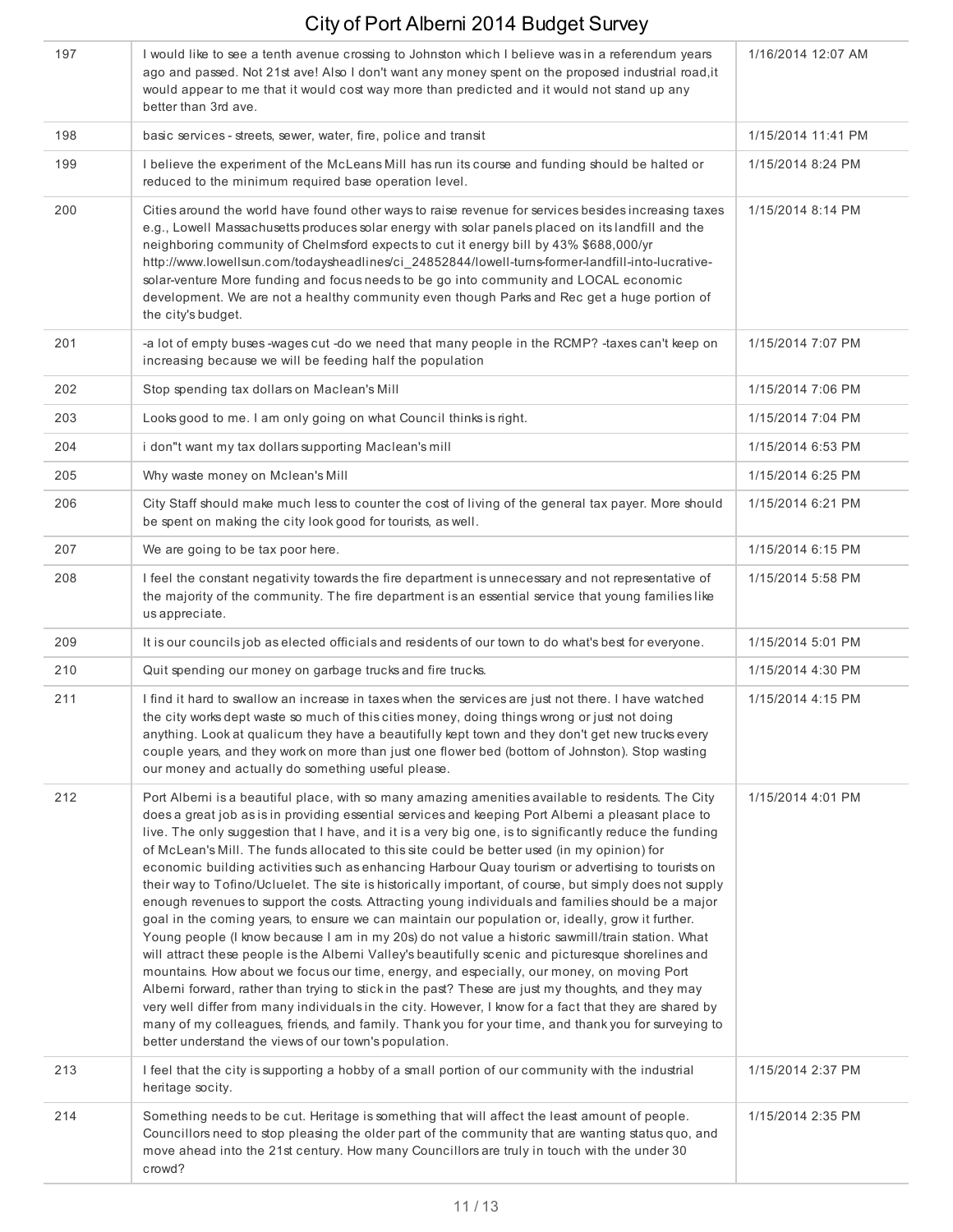| | | |
|---|---|---|
| 197 | I would like to see a tenth avenue crossing to Johnston which I believe was in a referendum years ago and passed. Not 21st ave! Also I don't want any money spent on the proposed industrial road,it would appear to me that it would cost way more than predicted and it would not stand up any better than 3rd ave. | 1/16/2014 12:07 AM |
| 198 | basic services - streets, sewer, water, fire, police and transit | 1/15/2014 11:41 PM |
| 199 | I believe the experiment of the McLeans Mill has run its course and funding should be halted or reduced to the minimum required base operation level. | 1/15/2014 8:24 PM |
| 200 | Cities around the world have found other ways to raise revenue for services besides increasing taxes e.g., Lowell Massachusetts produces solar energy with solar panels placed on its landfill and the neighboring community of Chelmsford expects to cut it energy bill by 43% $688,000/yr http://www.lowellsun.com/todaysheadlines/ci_24852844/lowell-turns-former-landfill-into-lucrative-solar-venture More funding and focus needs to be go into community and LOCAL economic development. We are not a healthy community even though Parks and Rec get a huge portion of the city's budget. | 1/15/2014 8:14 PM |
| 201 | -a lot of empty buses -wages cut -do we need that many people in the RCMP? -taxes can't keep on increasing because we will be feeding half the population | 1/15/2014 7:07 PM |
| 202 | Stop spending tax dollars on Maclean's Mill | 1/15/2014 7:06 PM |
| 203 | Looks good to me. I am only going on what Council thinks is right. | 1/15/2014 7:04 PM |
| 204 | i don"t want my tax dollars supporting Maclean's mill | 1/15/2014 6:53 PM |
| 205 | Why waste money on Mclean's Mill | 1/15/2014 6:25 PM |
| 206 | City Staff should make much less to counter the cost of living of the general tax payer. More should be spent on making the city look good for tourists, as well. | 1/15/2014 6:21 PM |
| 207 | We are going to be tax poor here. | 1/15/2014 6:15 PM |
| 208 | I feel the constant negativity towards the fire department is unnecessary and not representative of the majority of the community. The fire department is an essential service that young families like us appreciate. | 1/15/2014 5:58 PM |
| 209 | It is our councils job as elected officials and residents of our town to do what's best for everyone. | 1/15/2014 5:01 PM |
| 210 | Quit spending our money on garbage trucks and fire trucks. | 1/15/2014 4:30 PM |
| 211 | I find it hard to swallow an increase in taxes when the services are just not there. I have watched the city works dept waste so much of this cities money, doing things wrong or just not doing anything. Look at qualicum they have a beautifully kept town and they don't get new trucks every couple years, and they work on more than just one flower bed (bottom of Johnston). Stop wasting our money and actually do something useful please. | 1/15/2014 4:15 PM |
| 212 | Port Alberni is a beautiful place, with so many amazing amenities available to residents. The City does a great job as is in providing essential services and keeping Port Alberni a pleasant place to live. The only suggestion that I have, and it is a very big one, is to significantly reduce the funding of McLean's Mill. The funds allocated to this site could be better used (in my opinion) for economic building activities such as enhancing Harbour Quay tourism or advertising to tourists on their way to Tofino/Ucluelet. The site is historically important, of course, but simply does not supply enough revenues to support the costs. Attracting young individuals and families should be a major goal in the coming years, to ensure we can maintain our population or, ideally, grow it further. Young people (I know because I am in my 20s) do not value a historic sawmill/train station. What will attract these people is the Alberni Valley's beautifully scenic and picturesque shorelines and mountains. How about we focus our time, energy, and especially, our money, on moving Port Alberni forward, rather than trying to stick in the past? These are just my thoughts, and they may very well differ from many individuals in the city. However, I know for a fact that they are shared by many of my colleagues, friends, and family. Thank you for your time, and thank you for surveying to better understand the views of our town's population. | 1/15/2014 4:01 PM |
| 213 | I feel that the city is supporting a hobby of a small portion of our community with the industrial heritage socity. | 1/15/2014 2:37 PM |
| 214 | Something needs to be cut. Heritage is something that will affect the least amount of people. Councillors need to stop pleasing the older part of the community that are wanting status quo, and move ahead into the 21st century. How many Councillors are truly in touch with the under 30 crowd? | 1/15/2014 2:35 PM |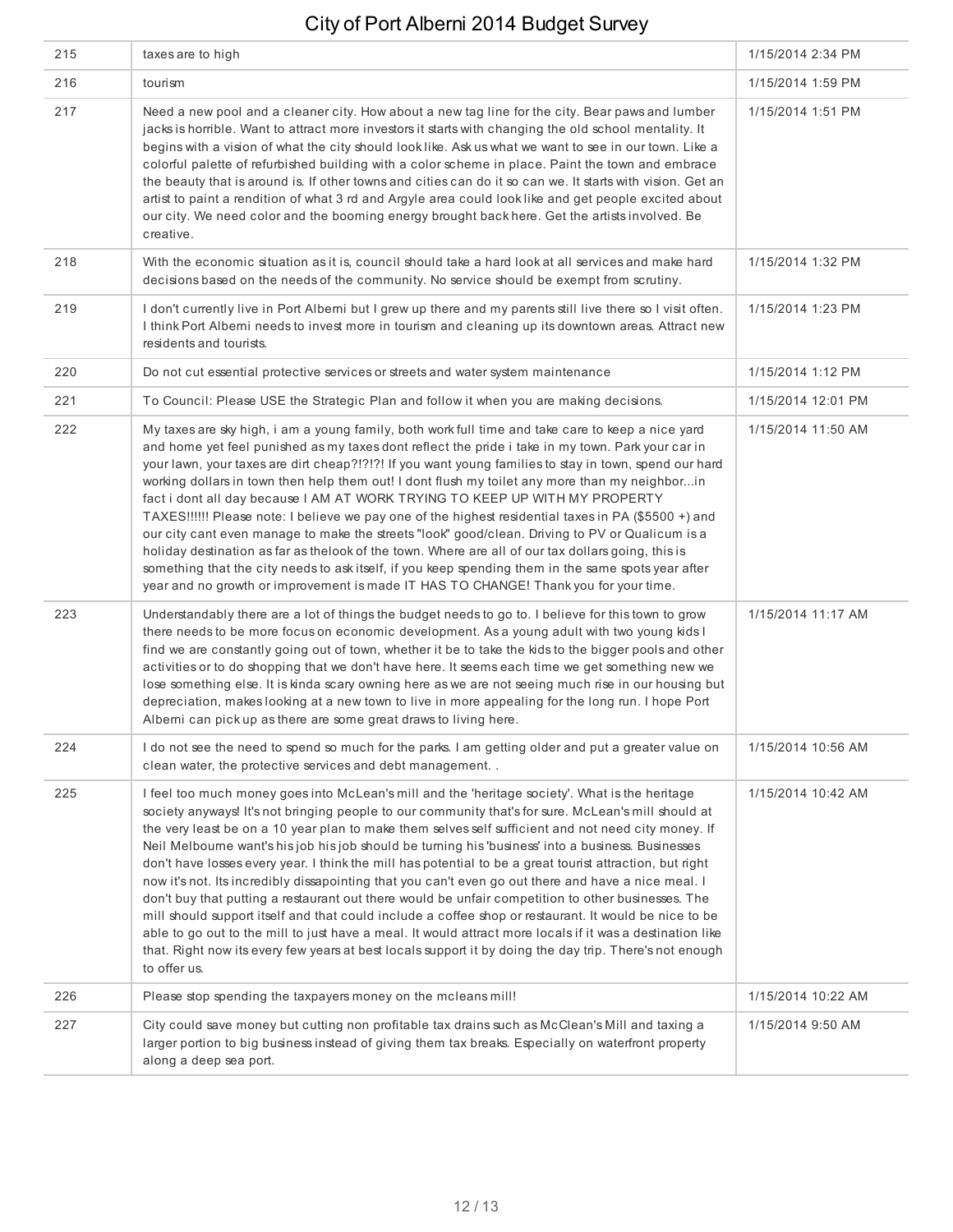| | | |
|---|---|---|
| 215 | taxes are to high | 1/15/2014 2:34 PM |
| 216 | tourism | 1/15/2014 1:59 PM |
| 217 | Need a new pool and a cleaner city. How about a new tag line for the city. Bear paws and lumber jacks is horrible. Want to attract more investors it starts with changing the old school mentality. It begins with a vision of what the city should look like. Ask us what we want to see in our town. Like a colorful palette of refurbished building with a color scheme in place. Paint the town and embrace the beauty that is around is. If other towns and cities can do it so can we. It starts with vision. Get an artist to paint a rendition of what 3 rd and Argyle area could look like and get people excited about our city. We need color and the booming energy brought back here. Get the artists involved. Be creative. | 1/15/2014 1:51 PM |
| 218 | With the economic situation as it is, council should take a hard look at all services and make hard decisions based on the needs of the community. No service should be exempt from scrutiny. | 1/15/2014 1:32 PM |
| 219 | I don't currently live in Port Alberni but I grew up there and my parents still live there so I visit often. I think Port Alberni needs to invest more in tourism and cleaning up its downtown areas. Attract new residents and tourists. | 1/15/2014 1:23 PM |
| 220 | Do not cut essential protective services or streets and water system maintenance | 1/15/2014 1:12 PM |
| 221 | To Council: Please USE the Strategic Plan and follow it when you are making decisions. | 1/15/2014 12:01 PM |
| 222 | My taxes are sky high, i am a young family, both work full time and take care to keep a nice yard and home yet feel punished as my taxes dont reflect the pride i take in my town. Park your car in your lawn, your taxes are dirt cheap?!?!?! If you want young families to stay in town, spend our hard working dollars in town then help them out! I dont flush my toilet any more than my neighbor...in fact i dont all day because I AM AT WORK TRYING TO KEEP UP WITH MY PROPERTY TAXES!!!!!! Please note: I believe we pay one of the highest residential taxes in PA ($5500 +) and our city cant even manage to make the streets "look" good/clean. Driving to PV or Qualicum is a holiday destination as far as thelook of the town. Where are all of our tax dollars going, this is something that the city needs to ask itself, if you keep spending them in the same spots year after year and no growth or improvement is made IT HAS TO CHANGE! Thank you for your time. | 1/15/2014 11:50 AM |
| 223 | Understandably there are a lot of things the budget needs to go to. I believe for this town to grow there needs to be more focus on economic development. As a young adult with two young kids I find we are constantly going out of town, whether it be to take the kids to the bigger pools and other activities or to do shopping that we don't have here. It seems each time we get something new we lose something else. It is kinda scary owning here as we are not seeing much rise in our housing but depreciation, makes looking at a new town to live in more appealing for the long run. I hope Port Alberni can pick up as there are some great draws to living here. | 1/15/2014 11:17 AM |
| 224 | I do not see the need to spend so much for the parks. I am getting older and put a greater value on clean water, the protective services and debt management. . | 1/15/2014 10:56 AM |
| 225 | I feel too much money goes into McLean's mill and the 'heritage society'. What is the heritage society anyways! It's not bringing people to our community that's for sure. McLean's mill should at the very least be on a 10 year plan to make them selves self sufficient and not need city money. If Neil Melbourne want's his job his job should be turning his 'business' into a business. Businesses don't have losses every year. I think the mill has potential to be a great tourist attraction, but right now it's not. Its incredibly dissapointing that you can't even go out there and have a nice meal. I don't buy that putting a restaurant out there would be unfair competition to other businesses. The mill should support itself and that could include a coffee shop or restaurant. It would be nice to be able to go out to the mill to just have a meal. It would attract more locals if it was a destination like that. Right now its every few years at best locals support it by doing the day trip. There's not enough to offer us. | 1/15/2014 10:42 AM |
| 226 | Please stop spending the taxpayers money on the mcleans mill! | 1/15/2014 10:22 AM |
| 227 | City could save money but cutting non profitable tax drains such as McClean's Mill and taxing a larger portion to big business instead of giving them tax breaks. Especially on waterfront property along a deep sea port. | 1/15/2014 9:50 AM |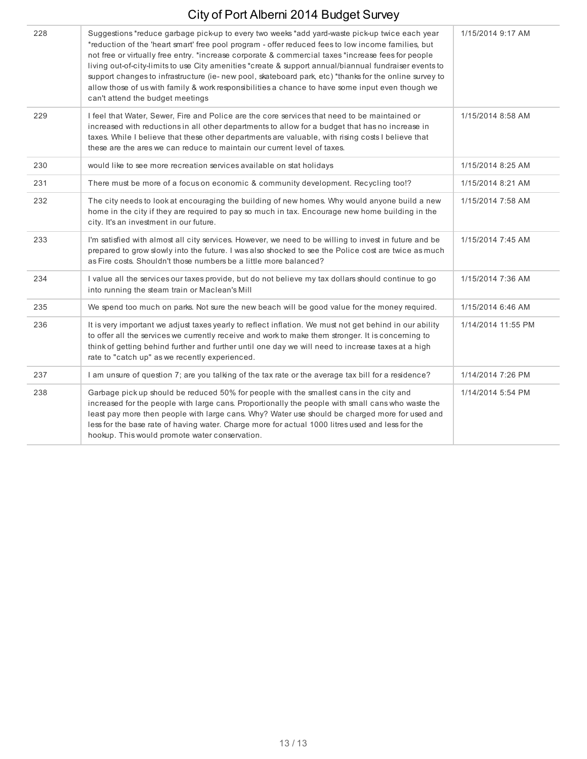| | | |
|---|---|---|
| 228 | Suggestions *reduce garbage pick-up to every two weeks *add yard-waste pick-up twice each year *reduction of the 'heart smart' free pool program - offer reduced fees to low income families, but not free or virtually free entry. *increase corporate & commercial taxes *increase fees for people living out-of-city-limits to use City amenities *create & support annual/biannual fundraiser events to support changes to infrastructure (ie- new pool, skateboard park, etc) *thanks for the online survey to allow those of us with family & work responsibilities a chance to have some input even though we can't attend the budget meetings | 1/15/2014 9:17 AM |
| 229 | I feel that Water, Sewer, Fire and Police are the core services that need to be maintained or increased with reductions in all other departments to allow for a budget that has no increase in taxes. While I believe that these other departments are valuable, with rising costs I believe that these are the ares we can reduce to maintain our current level of taxes. | 1/15/2014 8:58 AM |
| 230 | would like to see more recreation services available on stat holidays | 1/15/2014 8:25 AM |
| 231 | There must be more of a focus on economic & community development. Recycling too!? | 1/15/2014 8:21 AM |
| 232 | The city needs to look at encouraging the building of new homes. Why would anyone build a new home in the city if they are required to pay so much in tax. Encourage new home building in the city. It's an investment in our future. | 1/15/2014 7:58 AM |
| 233 | I'm satisfied with almost all city services. However, we need to be willing to invest in future and be prepared to grow slowly into the future. I was also shocked to see the Police cost are twice as much as Fire costs. Shouldn't those numbers be a little more balanced? | 1/15/2014 7:45 AM |
| 234 | I value all the services our taxes provide, but do not believe my tax dollars should continue to go into running the steam train or Maclean's Mill | 1/15/2014 7:36 AM |
| 235 | We spend too much on parks. Not sure the new beach will be good value for the money required. | 1/15/2014 6:46 AM |
| 236 | It is very important we adjust taxes yearly to reflect inflation. We must not get behind in our ability to offer all the services we currently receive and work to make them stronger. It is concerning to think of getting behind further and further until one day we will need to increase taxes at a high rate to "catch up" as we recently experienced. | 1/14/2014 11:55 PM |
| 237 | I am unsure of question 7; are you talking of the tax rate or the average tax bill for a residence? | 1/14/2014 7:26 PM |
| 238 | Garbage pick up should be reduced 50% for people with the smallest cans in the city and increased for the people with large cans. Proportionally the people with small cans who waste the least pay more then people with large cans. Why? Water use should be charged more for used and less for the base rate of having water. Charge more for actual 1000 litres used and less for the hookup. This would promote water conservation. | 1/14/2014 5:54 PM |